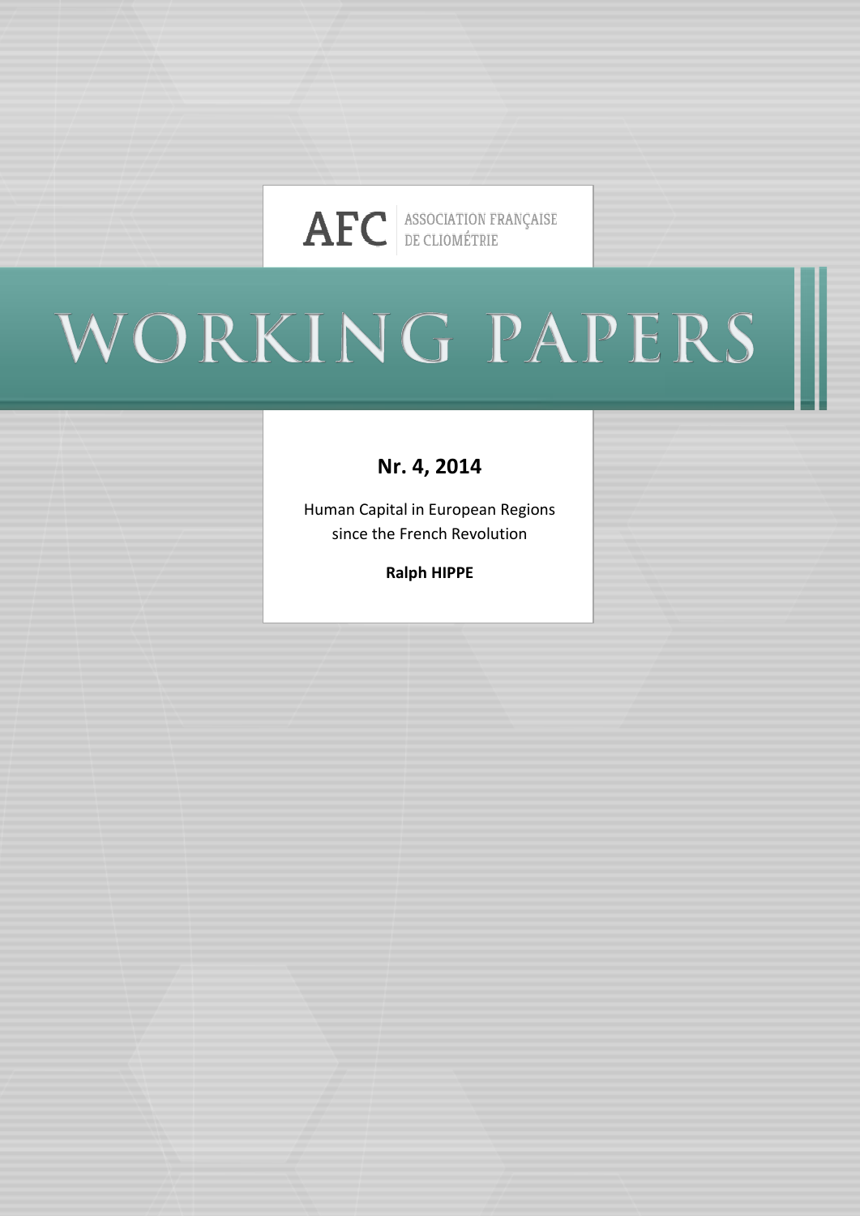AFC ASSOCIATION FRANÇAISE DE CLIOMÉTRIE

# WORKING PAPERS

**Nr. 4, 2014**

Human Capital in European Regions since the French Revolution

**Ralph HIPPE**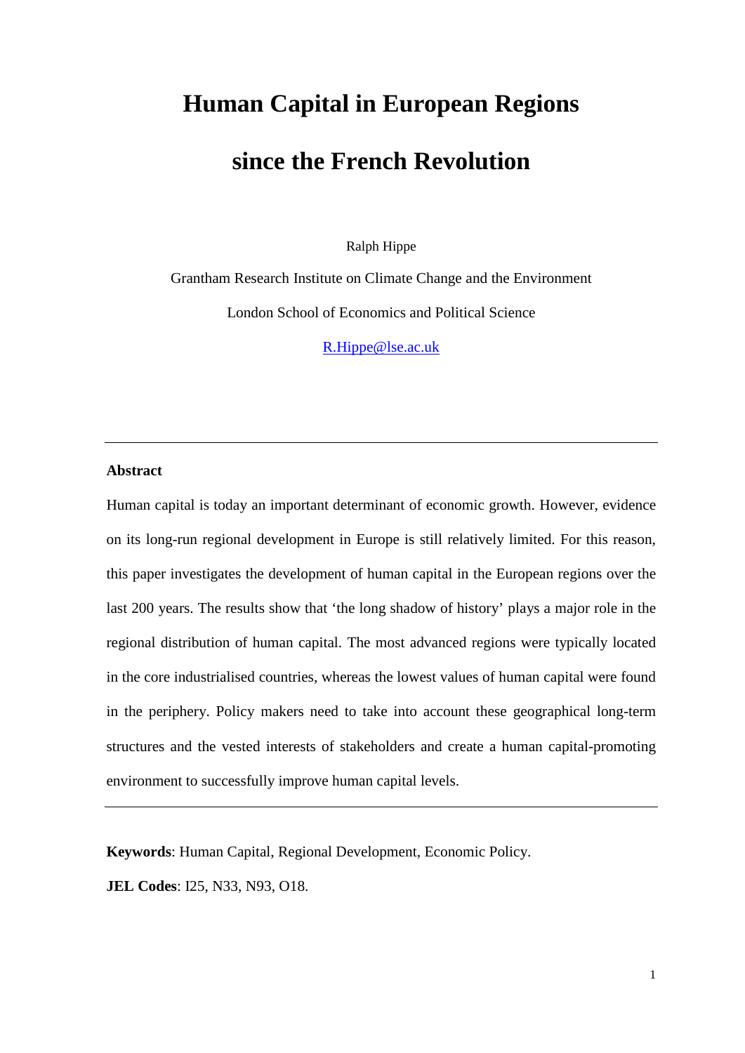# Human Capital in European Regions since the French Revolution

Ralph Hippe

Grantham Research Institute on Climate Change and the Environment

London School of Economics and Political Science

R.Hippe@lse.ac.uk

---

**Abstract**

Human capital is today an important determinant of economic growth. However, evidence on its long-run regional development in Europe is still relatively limited. For this reason, this paper investigates the development of human capital in the European regions over the last 200 years. The results show that 'the long shadow of history' plays a major role in the regional distribution of human capital. The most advanced regions were typically located in the core industrialised countries, whereas the lowest values of human capital were found in the periphery. Policy makers need to take into account these geographical long-term structures and the vested interests of stakeholders and create a human capital-promoting environment to successfully improve human capital levels.

---

**Keywords**: Human Capital, Regional Development, Economic Policy.

**JEL Codes**: I25, N33, N93, O18.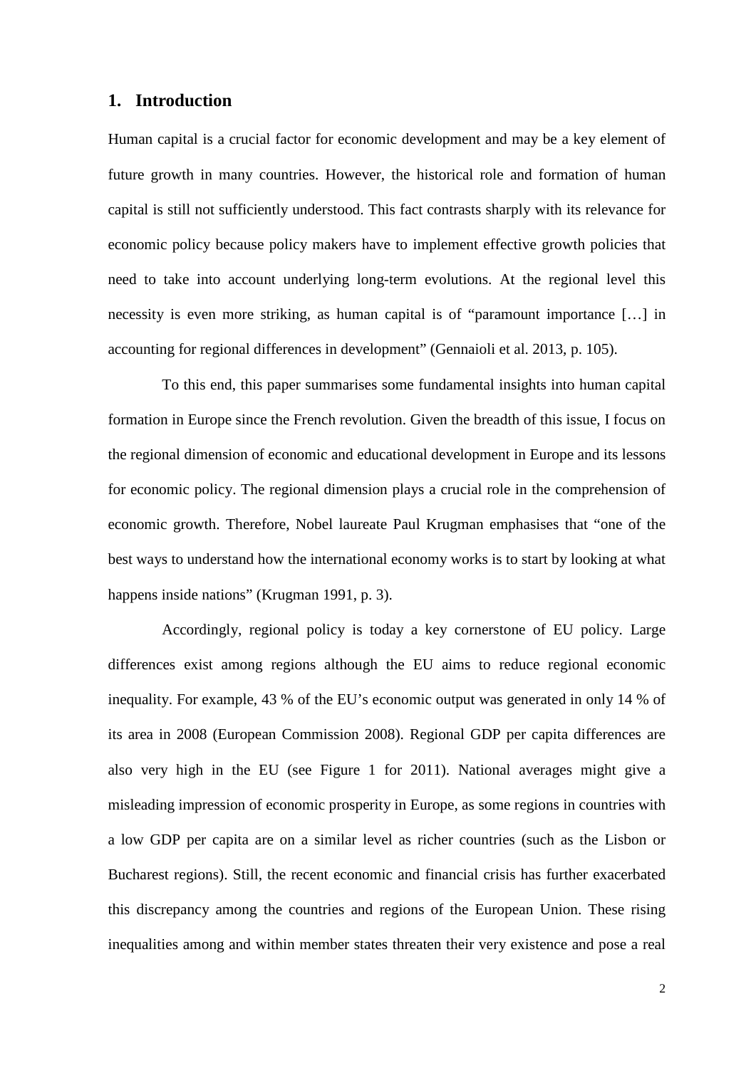## 1. Introduction

Human capital is a crucial factor for economic development and may be a key element of future growth in many countries. However, the historical role and formation of human capital is still not sufficiently understood. This fact contrasts sharply with its relevance for economic policy because policy makers have to implement effective growth policies that need to take into account underlying long-term evolutions. At the regional level this necessity is even more striking, as human capital is of "paramount importance […] in accounting for regional differences in development" (Gennaioli et al. 2013, p. 105).

To this end, this paper summarises some fundamental insights into human capital formation in Europe since the French revolution. Given the breadth of this issue, I focus on the regional dimension of economic and educational development in Europe and its lessons for economic policy. The regional dimension plays a crucial role in the comprehension of economic growth. Therefore, Nobel laureate Paul Krugman emphasises that "one of the best ways to understand how the international economy works is to start by looking at what happens inside nations" (Krugman 1991, p. 3).

Accordingly, regional policy is today a key cornerstone of EU policy. Large differences exist among regions although the EU aims to reduce regional economic inequality. For example, 43 % of the EU's economic output was generated in only 14 % of its area in 2008 (European Commission 2008). Regional GDP per capita differences are also very high in the EU (see Figure 1 for 2011). National averages might give a misleading impression of economic prosperity in Europe, as some regions in countries with a low GDP per capita are on a similar level as richer countries (such as the Lisbon or Bucharest regions). Still, the recent economic and financial crisis has further exacerbated this discrepancy among the countries and regions of the European Union. These rising inequalities among and within member states threaten their very existence and pose a real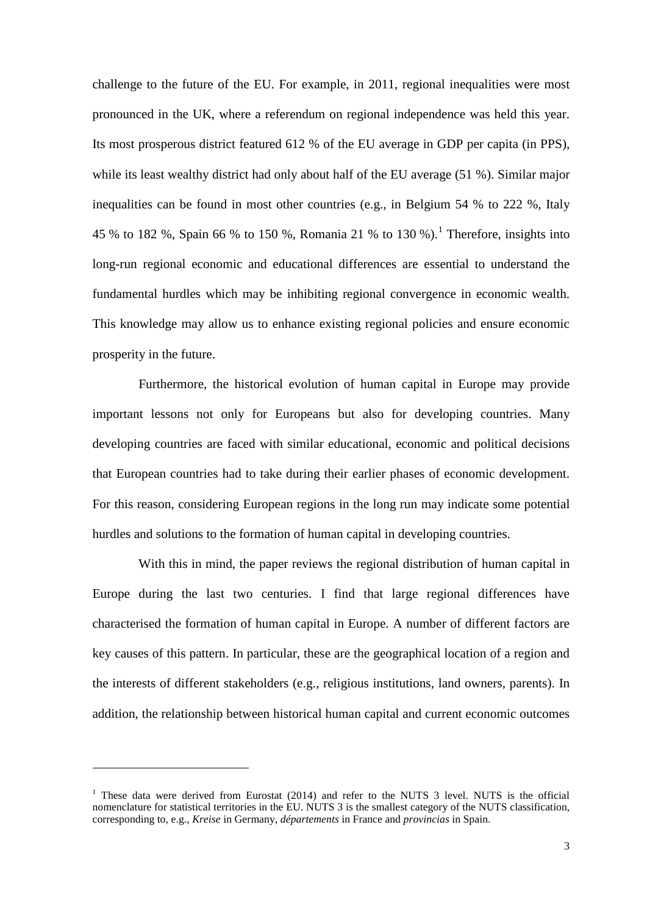challenge to the future of the EU. For example, in 2011, regional inequalities were most pronounced in the UK, where a referendum on regional independence was held this year. Its most prosperous district featured 612 % of the EU average in GDP per capita (in PPS), while its least wealthy district had only about half of the EU average (51 %). Similar major inequalities can be found in most other countries (e.g., in Belgium 54 % to 222 %, Italy 45 % to 182 %, Spain 66 % to 150 %, Romania 21 % to 130 %).[1] Therefore, insights into long-run regional economic and educational differences are essential to understand the fundamental hurdles which may be inhibiting regional convergence in economic wealth. This knowledge may allow us to enhance existing regional policies and ensure economic prosperity in the future.

Furthermore, the historical evolution of human capital in Europe may provide important lessons not only for Europeans but also for developing countries. Many developing countries are faced with similar educational, economic and political decisions that European countries had to take during their earlier phases of economic development. For this reason, considering European regions in the long run may indicate some potential hurdles and solutions to the formation of human capital in developing countries.

With this in mind, the paper reviews the regional distribution of human capital in Europe during the last two centuries. I find that large regional differences have characterised the formation of human capital in Europe. A number of different factors are key causes of this pattern. In particular, these are the geographical location of a region and the interests of different stakeholders (e.g., religious institutions, land owners, parents). In addition, the relationship between historical human capital and current economic outcomes

[1] These data were derived from Eurostat (2014) and refer to the NUTS 3 level. NUTS is the official nomenclature for statistical territories in the EU. NUTS 3 is the smallest category of the NUTS classification, corresponding to, e.g., *Kreise* in Germany, *départements* in France and *provincias* in Spain.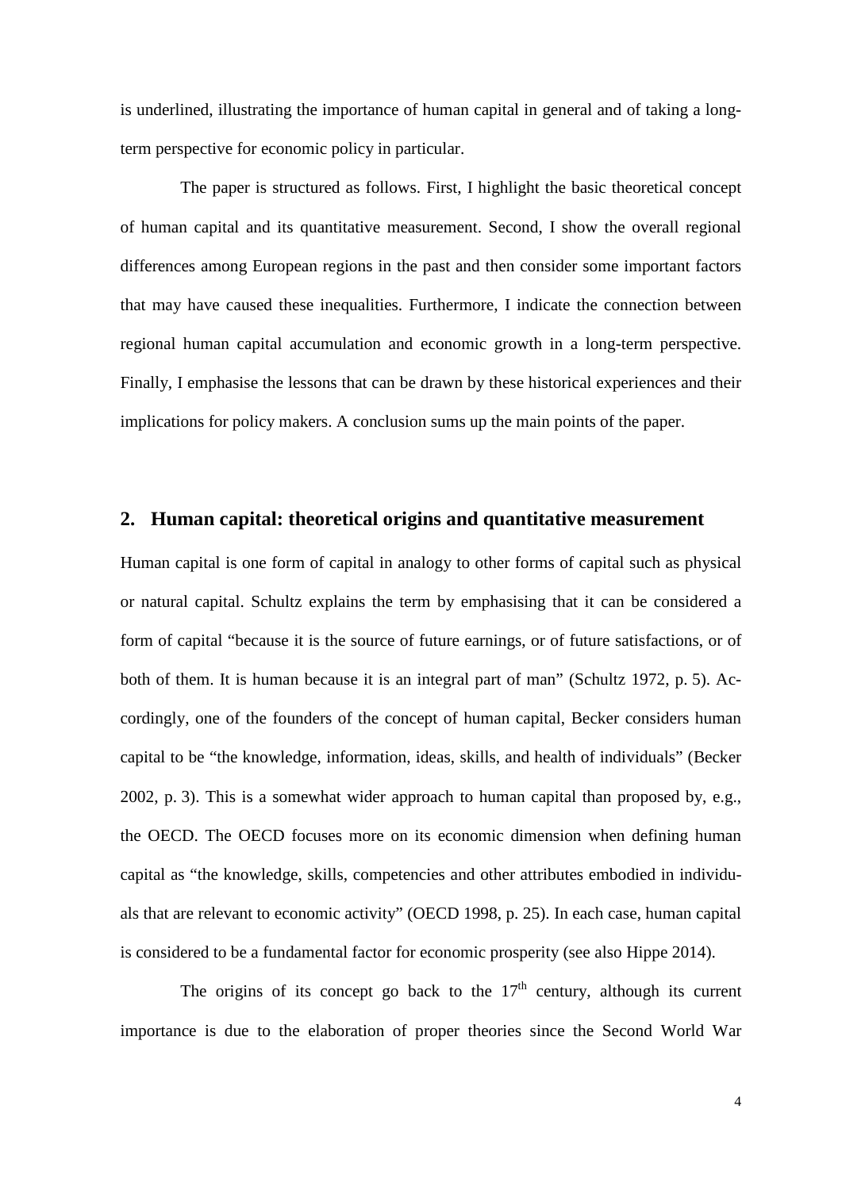is underlined, illustrating the importance of human capital in general and of taking a long-term perspective for economic policy in particular.

The paper is structured as follows. First, I highlight the basic theoretical concept of human capital and its quantitative measurement. Second, I show the overall regional differences among European regions in the past and then consider some important factors that may have caused these inequalities. Furthermore, I indicate the connection between regional human capital accumulation and economic growth in a long-term perspective. Finally, I emphasise the lessons that can be drawn by these historical experiences and their implications for policy makers. A conclusion sums up the main points of the paper.

## 2. Human capital: theoretical origins and quantitative measurement

Human capital is one form of capital in analogy to other forms of capital such as physical or natural capital. Schultz explains the term by emphasising that it can be considered a form of capital "because it is the source of future earnings, or of future satisfactions, or of both of them. It is human because it is an integral part of man" (Schultz 1972, p. 5). Accordingly, one of the founders of the concept of human capital, Becker considers human capital to be "the knowledge, information, ideas, skills, and health of individuals" (Becker 2002, p. 3). This is a somewhat wider approach to human capital than proposed by, e.g., the OECD. The OECD focuses more on its economic dimension when defining human capital as "the knowledge, skills, competencies and other attributes embodied in individuals that are relevant to economic activity" (OECD 1998, p. 25). In each case, human capital is considered to be a fundamental factor for economic prosperity (see also Hippe 2014).

The origins of its concept go back to the 17th century, although its current importance is due to the elaboration of proper theories since the Second World War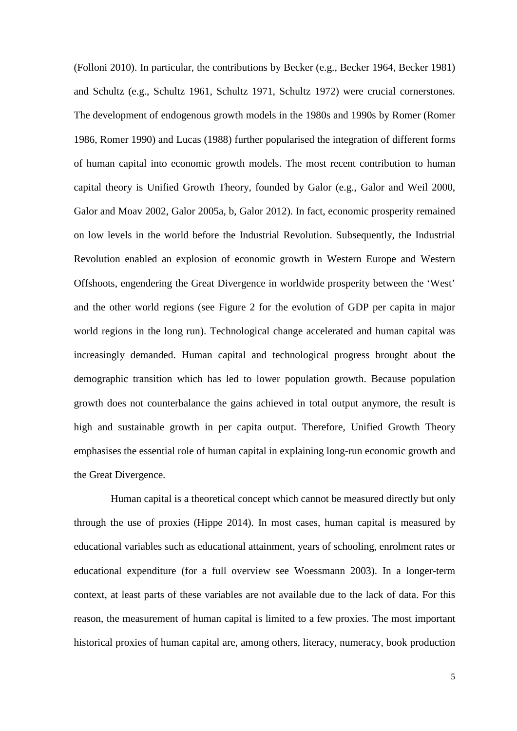(Folloni 2010). In particular, the contributions by Becker (e.g., Becker 1964, Becker 1981) and Schultz (e.g., Schultz 1961, Schultz 1971, Schultz 1972) were crucial cornerstones. The development of endogenous growth models in the 1980s and 1990s by Romer (Romer 1986, Romer 1990) and Lucas (1988) further popularised the integration of different forms of human capital into economic growth models. The most recent contribution to human capital theory is Unified Growth Theory, founded by Galor (e.g., Galor and Weil 2000, Galor and Moav 2002, Galor 2005a, b, Galor 2012). In fact, economic prosperity remained on low levels in the world before the Industrial Revolution. Subsequently, the Industrial Revolution enabled an explosion of economic growth in Western Europe and Western Offshoots, engendering the Great Divergence in worldwide prosperity between the 'West' and the other world regions (see Figure 2 for the evolution of GDP per capita in major world regions in the long run). Technological change accelerated and human capital was increasingly demanded. Human capital and technological progress brought about the demographic transition which has led to lower population growth. Because population growth does not counterbalance the gains achieved in total output anymore, the result is high and sustainable growth in per capita output. Therefore, Unified Growth Theory emphasises the essential role of human capital in explaining long-run economic growth and the Great Divergence.

Human capital is a theoretical concept which cannot be measured directly but only through the use of proxies (Hippe 2014). In most cases, human capital is measured by educational variables such as educational attainment, years of schooling, enrolment rates or educational expenditure (for a full overview see Woessmann 2003). In a longer-term context, at least parts of these variables are not available due to the lack of data. For this reason, the measurement of human capital is limited to a few proxies. The most important historical proxies of human capital are, among others, literacy, numeracy, book production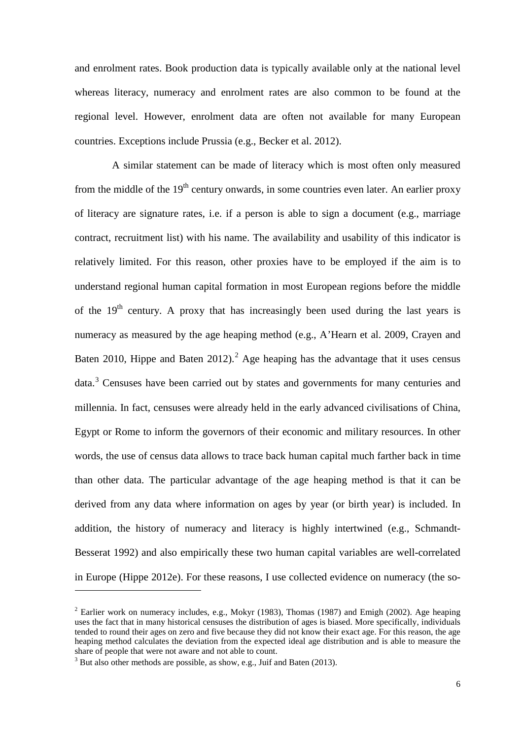and enrolment rates. Book production data is typically available only at the national level whereas literacy, numeracy and enrolment rates are also common to be found at the regional level. However, enrolment data are often not available for many European countries. Exceptions include Prussia (e.g., Becker et al. 2012).

A similar statement can be made of literacy which is most often only measured from the middle of the 19th century onwards, in some countries even later. An earlier proxy of literacy are signature rates, i.e. if a person is able to sign a document (e.g., marriage contract, recruitment list) with his name. The availability and usability of this indicator is relatively limited. For this reason, other proxies have to be employed if the aim is to understand regional human capital formation in most European regions before the middle of the 19th century. A proxy that has increasingly been used during the last years is numeracy as measured by the age heaping method (e.g., A'Hearn et al. 2009, Crayen and Baten 2010, Hippe and Baten 2012).[2] Age heaping has the advantage that it uses census data.[3] Censuses have been carried out by states and governments for many centuries and millennia. In fact, censuses were already held in the early advanced civilisations of China, Egypt or Rome to inform the governors of their economic and military resources. In other words, the use of census data allows to trace back human capital much farther back in time than other data. The particular advantage of the age heaping method is that it can be derived from any data where information on ages by year (or birth year) is included. In addition, the history of numeracy and literacy is highly intertwined (e.g., Schmandt-Besserat 1992) and also empirically these two human capital variables are well-correlated in Europe (Hippe 2012e). For these reasons, I use collected evidence on numeracy (the so-

[2] Earlier work on numeracy includes, e.g., Mokyr (1983), Thomas (1987) and Emigh (2002). Age heaping uses the fact that in many historical censuses the distribution of ages is biased. More specifically, individuals tended to round their ages on zero and five because they did not know their exact age. For this reason, the age heaping method calculates the deviation from the expected ideal age distribution and is able to measure the share of people that were not aware and not able to count.

[3] But also other methods are possible, as show, e.g., Juif and Baten (2013).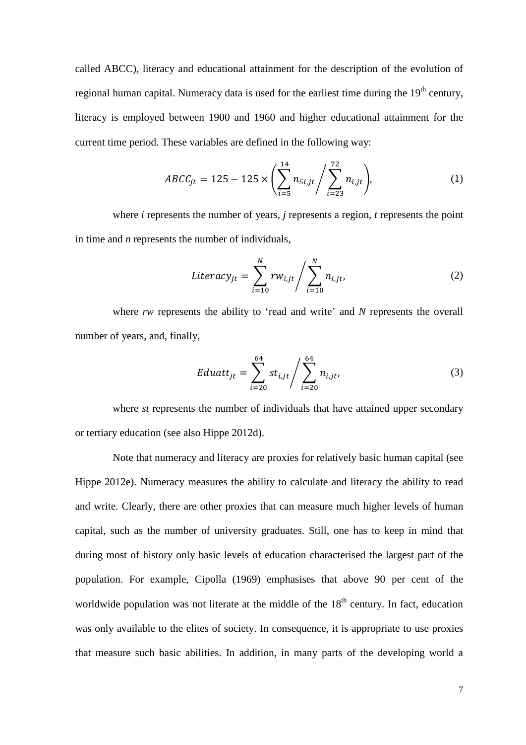called ABCC), literacy and educational attainment for the description of the evolution of regional human capital. Numeracy data is used for the earliest time during the 19th century, literacy is employed between 1900 and 1960 and higher educational attainment for the current time period. These variables are defined in the following way:

$$ABCC_{jt} = 125 - 125 \times \left( \sum_{i=5}^{14} n_{5i,jt} \bigg/ \sum_{i=23}^{72} n_{i,jt} \right), \tag{1}$$

where *i* represents the number of years, *j* represents a region, *t* represents the point in time and *n* represents the number of individuals,

$$Literacy_{jt} = \sum_{i=10}^{N} rw_{i,jt} \bigg/ \sum_{i=10}^{N} n_{i,jt}, \tag{2}$$

where *rw* represents the ability to 'read and write' and *N* represents the overall number of years, and, finally,

$$Eduatt_{jt} = \sum_{i=20}^{64} st_{i,jt} \bigg/ \sum_{i=20}^{64} n_{i,jt}, \tag{3}$$

where *st* represents the number of individuals that have attained upper secondary or tertiary education (see also Hippe 2012d).

Note that numeracy and literacy are proxies for relatively basic human capital (see Hippe 2012e). Numeracy measures the ability to calculate and literacy the ability to read and write. Clearly, there are other proxies that can measure much higher levels of human capital, such as the number of university graduates. Still, one has to keep in mind that during most of history only basic levels of education characterised the largest part of the population. For example, Cipolla (1969) emphasises that above 90 per cent of the worldwide population was not literate at the middle of the 18th century. In fact, education was only available to the elites of society. In consequence, it is appropriate to use proxies that measure such basic abilities. In addition, in many parts of the developing world a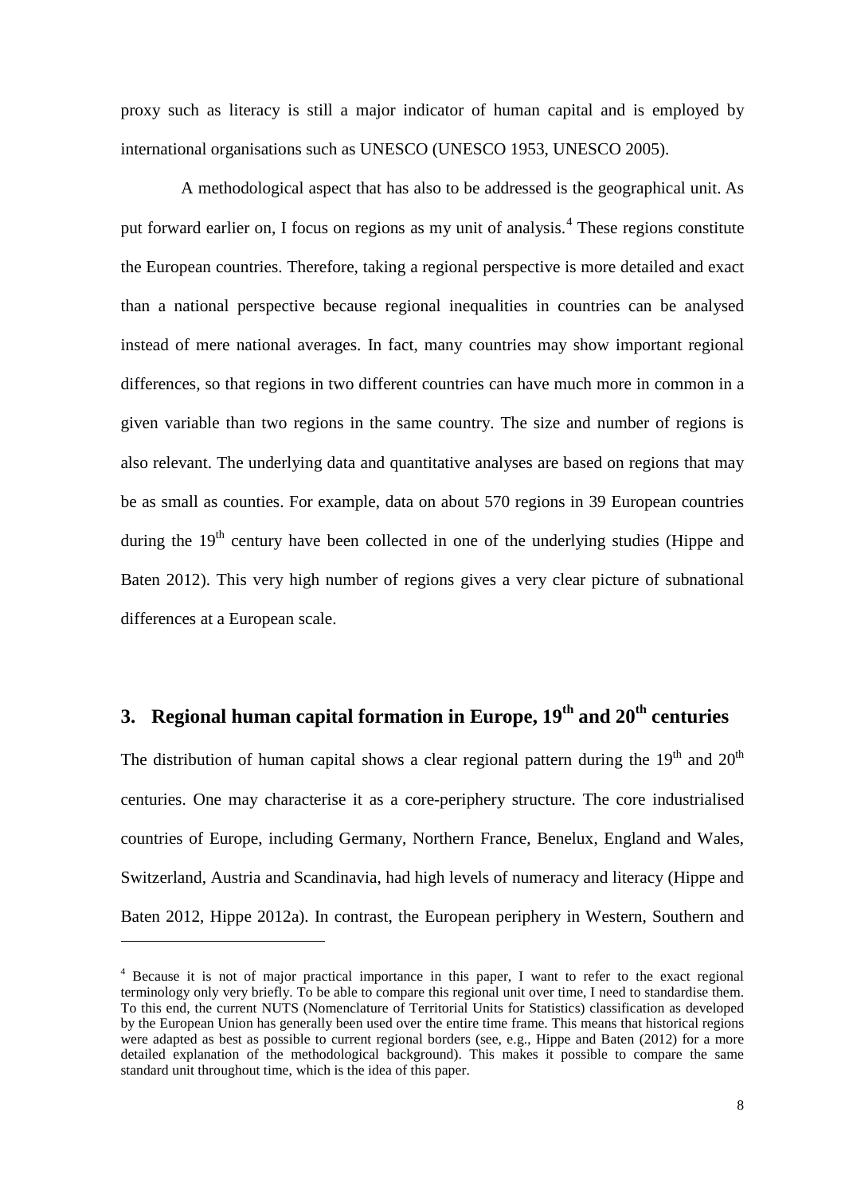proxy such as literacy is still a major indicator of human capital and is employed by international organisations such as UNESCO (UNESCO 1953, UNESCO 2005).

A methodological aspect that has also to be addressed is the geographical unit. As put forward earlier on, I focus on regions as my unit of analysis.[4] These regions constitute the European countries. Therefore, taking a regional perspective is more detailed and exact than a national perspective because regional inequalities in countries can be analysed instead of mere national averages. In fact, many countries may show important regional differences, so that regions in two different countries can have much more in common in a given variable than two regions in the same country. The size and number of regions is also relevant. The underlying data and quantitative analyses are based on regions that may be as small as counties. For example, data on about 570 regions in 39 European countries during the 19th century have been collected in one of the underlying studies (Hippe and Baten 2012). This very high number of regions gives a very clear picture of subnational differences at a European scale.

## 3. Regional human capital formation in Europe, 19th and 20th centuries

The distribution of human capital shows a clear regional pattern during the 19th and 20th centuries. One may characterise it as a core-periphery structure. The core industrialised countries of Europe, including Germany, Northern France, Benelux, England and Wales, Switzerland, Austria and Scandinavia, had high levels of numeracy and literacy (Hippe and Baten 2012, Hippe 2012a). In contrast, the European periphery in Western, Southern and

[4] Because it is not of major practical importance in this paper, I want to refer to the exact regional terminology only very briefly. To be able to compare this regional unit over time, I need to standardise them. To this end, the current NUTS (Nomenclature of Territorial Units for Statistics) classification as developed by the European Union has generally been used over the entire time frame. This means that historical regions were adapted as best as possible to current regional borders (see, e.g., Hippe and Baten (2012) for a more detailed explanation of the methodological background). This makes it possible to compare the same standard unit throughout time, which is the idea of this paper.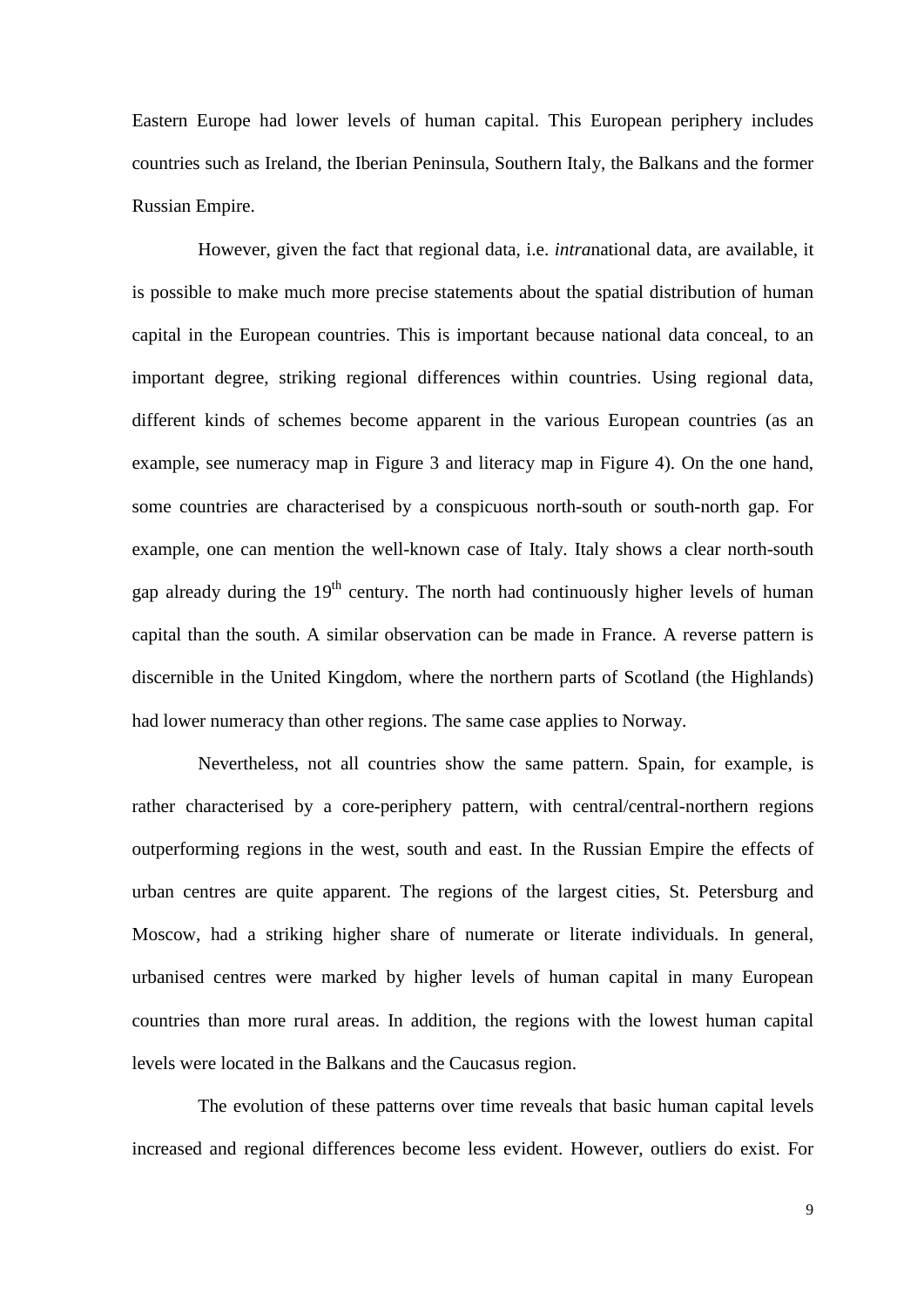Eastern Europe had lower levels of human capital. This European periphery includes countries such as Ireland, the Iberian Peninsula, Southern Italy, the Balkans and the former Russian Empire.

However, given the fact that regional data, i.e. *intra*national data, are available, it is possible to make much more precise statements about the spatial distribution of human capital in the European countries. This is important because national data conceal, to an important degree, striking regional differences within countries. Using regional data, different kinds of schemes become apparent in the various European countries (as an example, see numeracy map in Figure 3 and literacy map in Figure 4). On the one hand, some countries are characterised by a conspicuous north-south or south-north gap. For example, one can mention the well-known case of Italy. Italy shows a clear north-south gap already during the 19th century. The north had continuously higher levels of human capital than the south. A similar observation can be made in France. A reverse pattern is discernible in the United Kingdom, where the northern parts of Scotland (the Highlands) had lower numeracy than other regions. The same case applies to Norway.

Nevertheless, not all countries show the same pattern. Spain, for example, is rather characterised by a core-periphery pattern, with central/central-northern regions outperforming regions in the west, south and east. In the Russian Empire the effects of urban centres are quite apparent. The regions of the largest cities, St. Petersburg and Moscow, had a striking higher share of numerate or literate individuals. In general, urbanised centres were marked by higher levels of human capital in many European countries than more rural areas. In addition, the regions with the lowest human capital levels were located in the Balkans and the Caucasus region.

The evolution of these patterns over time reveals that basic human capital levels increased and regional differences become less evident. However, outliers do exist. For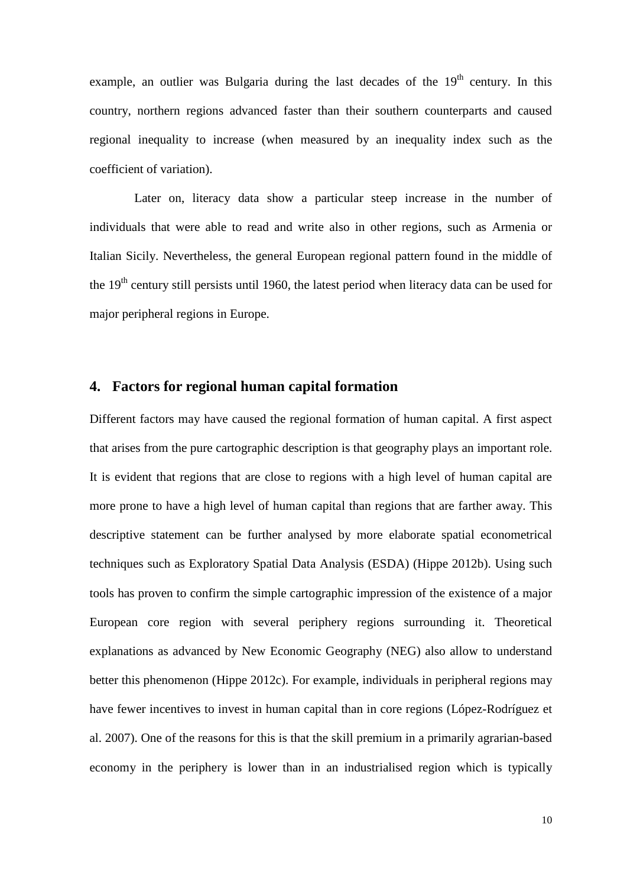example, an outlier was Bulgaria during the last decades of the 19th century. In this country, northern regions advanced faster than their southern counterparts and caused regional inequality to increase (when measured by an inequality index such as the coefficient of variation).

Later on, literacy data show a particular steep increase in the number of individuals that were able to read and write also in other regions, such as Armenia or Italian Sicily. Nevertheless, the general European regional pattern found in the middle of the 19th century still persists until 1960, the latest period when literacy data can be used for major peripheral regions in Europe.

## 4. Factors for regional human capital formation

Different factors may have caused the regional formation of human capital. A first aspect that arises from the pure cartographic description is that geography plays an important role. It is evident that regions that are close to regions with a high level of human capital are more prone to have a high level of human capital than regions that are farther away. This descriptive statement can be further analysed by more elaborate spatial econometrical techniques such as Exploratory Spatial Data Analysis (ESDA) (Hippe 2012b). Using such tools has proven to confirm the simple cartographic impression of the existence of a major European core region with several periphery regions surrounding it. Theoretical explanations as advanced by New Economic Geography (NEG) also allow to understand better this phenomenon (Hippe 2012c). For example, individuals in peripheral regions may have fewer incentives to invest in human capital than in core regions (López-Rodríguez et al. 2007). One of the reasons for this is that the skill premium in a primarily agrarian-based economy in the periphery is lower than in an industrialised region which is typically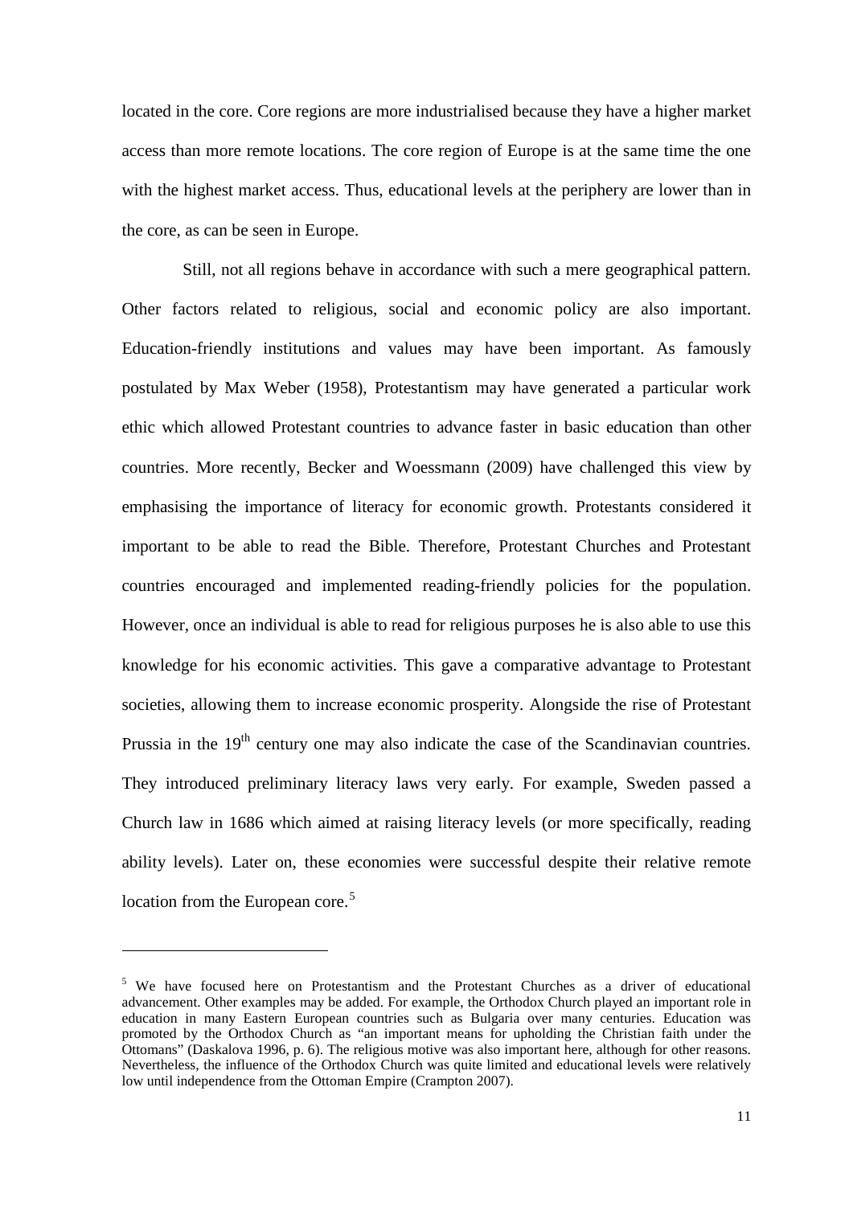located in the core. Core regions are more industrialised because they have a higher market access than more remote locations. The core region of Europe is at the same time the one with the highest market access. Thus, educational levels at the periphery are lower than in the core, as can be seen in Europe.

Still, not all regions behave in accordance with such a mere geographical pattern. Other factors related to religious, social and economic policy are also important. Education-friendly institutions and values may have been important. As famously postulated by Max Weber (1958), Protestantism may have generated a particular work ethic which allowed Protestant countries to advance faster in basic education than other countries. More recently, Becker and Woessmann (2009) have challenged this view by emphasising the importance of literacy for economic growth. Protestants considered it important to be able to read the Bible. Therefore, Protestant Churches and Protestant countries encouraged and implemented reading-friendly policies for the population. However, once an individual is able to read for religious purposes he is also able to use this knowledge for his economic activities. This gave a comparative advantage to Protestant societies, allowing them to increase economic prosperity. Alongside the rise of Protestant Prussia in the 19th century one may also indicate the case of the Scandinavian countries. They introduced preliminary literacy laws very early. For example, Sweden passed a Church law in 1686 which aimed at raising literacy levels (or more specifically, reading ability levels). Later on, these economies were successful despite their relative remote location from the European core.[5]

---

[5] We have focused here on Protestantism and the Protestant Churches as a driver of educational advancement. Other examples may be added. For example, the Orthodox Church played an important role in education in many Eastern European countries such as Bulgaria over many centuries. Education was promoted by the Orthodox Church as "an important means for upholding the Christian faith under the Ottomans" (Daskalova 1996, p. 6). The religious motive was also important here, although for other reasons. Nevertheless, the influence of the Orthodox Church was quite limited and educational levels were relatively low until independence from the Ottoman Empire (Crampton 2007).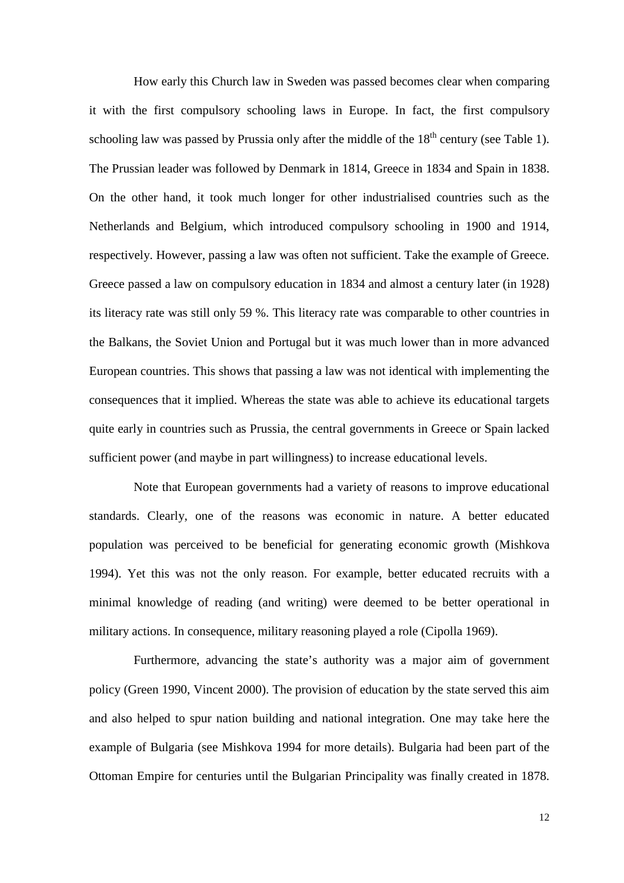How early this Church law in Sweden was passed becomes clear when comparing it with the first compulsory schooling laws in Europe. In fact, the first compulsory schooling law was passed by Prussia only after the middle of the 18$^{th}$ century (see Table 1). The Prussian leader was followed by Denmark in 1814, Greece in 1834 and Spain in 1838. On the other hand, it took much longer for other industrialised countries such as the Netherlands and Belgium, which introduced compulsory schooling in 1900 and 1914, respectively. However, passing a law was often not sufficient. Take the example of Greece. Greece passed a law on compulsory education in 1834 and almost a century later (in 1928) its literacy rate was still only 59 %. This literacy rate was comparable to other countries in the Balkans, the Soviet Union and Portugal but it was much lower than in more advanced European countries. This shows that passing a law was not identical with implementing the consequences that it implied. Whereas the state was able to achieve its educational targets quite early in countries such as Prussia, the central governments in Greece or Spain lacked sufficient power (and maybe in part willingness) to increase educational levels.

Note that European governments had a variety of reasons to improve educational standards. Clearly, one of the reasons was economic in nature. A better educated population was perceived to be beneficial for generating economic growth (Mishkova 1994). Yet this was not the only reason. For example, better educated recruits with a minimal knowledge of reading (and writing) were deemed to be better operational in military actions. In consequence, military reasoning played a role (Cipolla 1969).

Furthermore, advancing the state's authority was a major aim of government policy (Green 1990, Vincent 2000). The provision of education by the state served this aim and also helped to spur nation building and national integration. One may take here the example of Bulgaria (see Mishkova 1994 for more details). Bulgaria had been part of the Ottoman Empire for centuries until the Bulgarian Principality was finally created in 1878.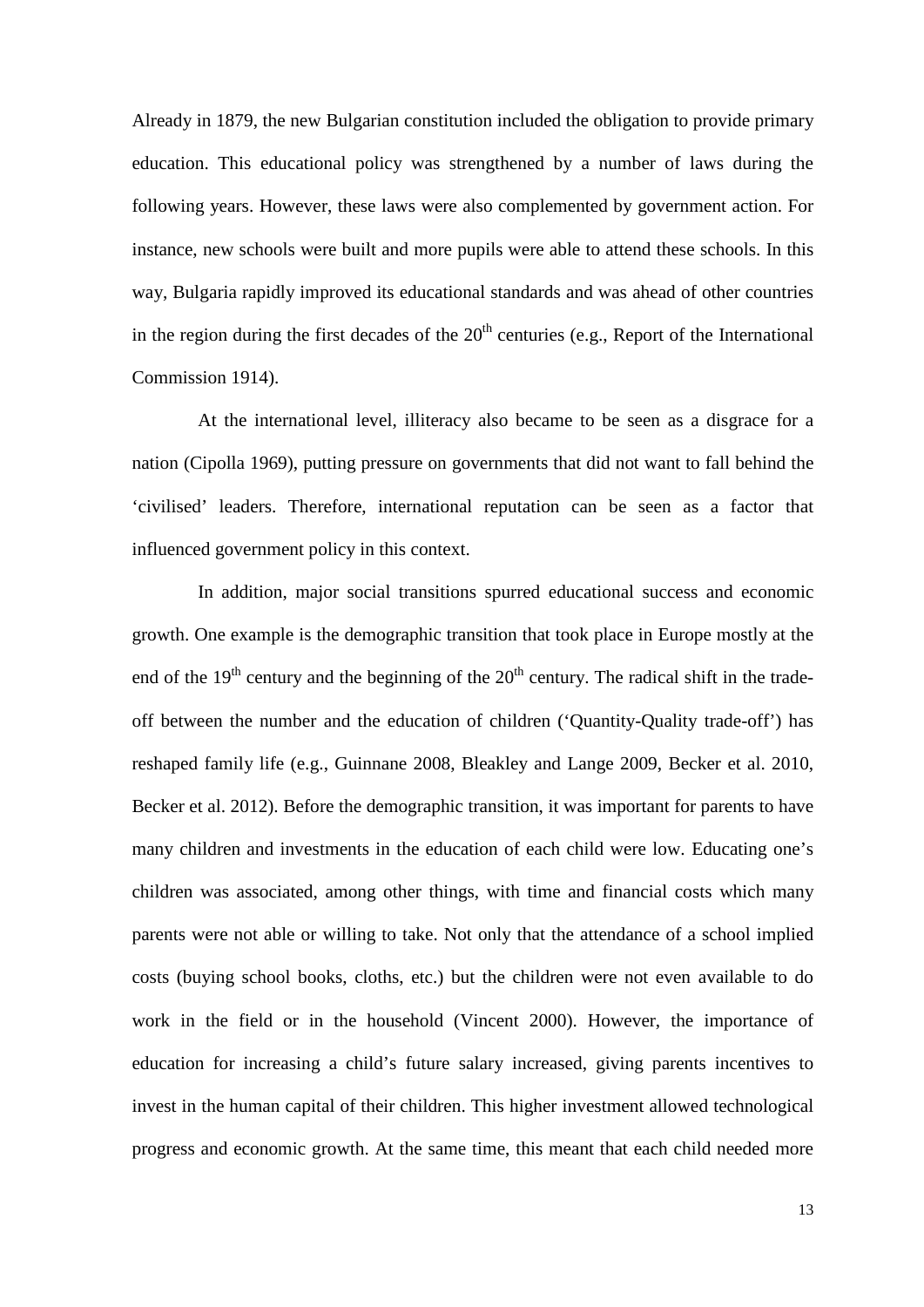Already in 1879, the new Bulgarian constitution included the obligation to provide primary education. This educational policy was strengthened by a number of laws during the following years. However, these laws were also complemented by government action. For instance, new schools were built and more pupils were able to attend these schools. In this way, Bulgaria rapidly improved its educational standards and was ahead of other countries in the region during the first decades of the 20th centuries (e.g., Report of the International Commission 1914).

At the international level, illiteracy also became to be seen as a disgrace for a nation (Cipolla 1969), putting pressure on governments that did not want to fall behind the 'civilised' leaders. Therefore, international reputation can be seen as a factor that influenced government policy in this context.

In addition, major social transitions spurred educational success and economic growth. One example is the demographic transition that took place in Europe mostly at the end of the 19th century and the beginning of the 20th century. The radical shift in the trade-off between the number and the education of children ('Quantity-Quality trade-off') has reshaped family life (e.g., Guinnane 2008, Bleakley and Lange 2009, Becker et al. 2010, Becker et al. 2012). Before the demographic transition, it was important for parents to have many children and investments in the education of each child were low. Educating one's children was associated, among other things, with time and financial costs which many parents were not able or willing to take. Not only that the attendance of a school implied costs (buying school books, cloths, etc.) but the children were not even available to do work in the field or in the household (Vincent 2000). However, the importance of education for increasing a child's future salary increased, giving parents incentives to invest in the human capital of their children. This higher investment allowed technological progress and economic growth. At the same time, this meant that each child needed more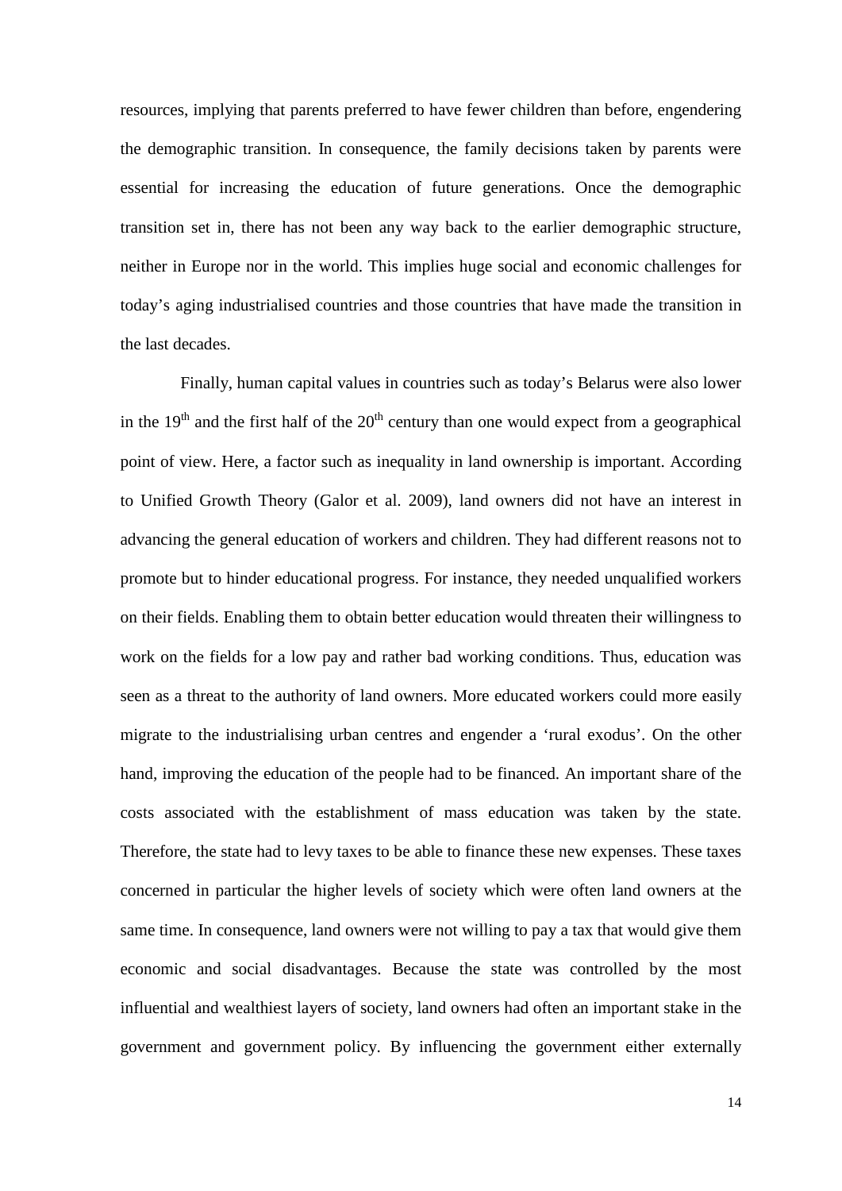resources, implying that parents preferred to have fewer children than before, engendering the demographic transition. In consequence, the family decisions taken by parents were essential for increasing the education of future generations. Once the demographic transition set in, there has not been any way back to the earlier demographic structure, neither in Europe nor in the world. This implies huge social and economic challenges for today's aging industrialised countries and those countries that have made the transition in the last decades.

Finally, human capital values in countries such as today's Belarus were also lower in the 19th and the first half of the 20th century than one would expect from a geographical point of view. Here, a factor such as inequality in land ownership is important. According to Unified Growth Theory (Galor et al. 2009), land owners did not have an interest in advancing the general education of workers and children. They had different reasons not to promote but to hinder educational progress. For instance, they needed unqualified workers on their fields. Enabling them to obtain better education would threaten their willingness to work on the fields for a low pay and rather bad working conditions. Thus, education was seen as a threat to the authority of land owners. More educated workers could more easily migrate to the industrialising urban centres and engender a 'rural exodus'. On the other hand, improving the education of the people had to be financed. An important share of the costs associated with the establishment of mass education was taken by the state. Therefore, the state had to levy taxes to be able to finance these new expenses. These taxes concerned in particular the higher levels of society which were often land owners at the same time. In consequence, land owners were not willing to pay a tax that would give them economic and social disadvantages. Because the state was controlled by the most influential and wealthiest layers of society, land owners had often an important stake in the government and government policy. By influencing the government either externally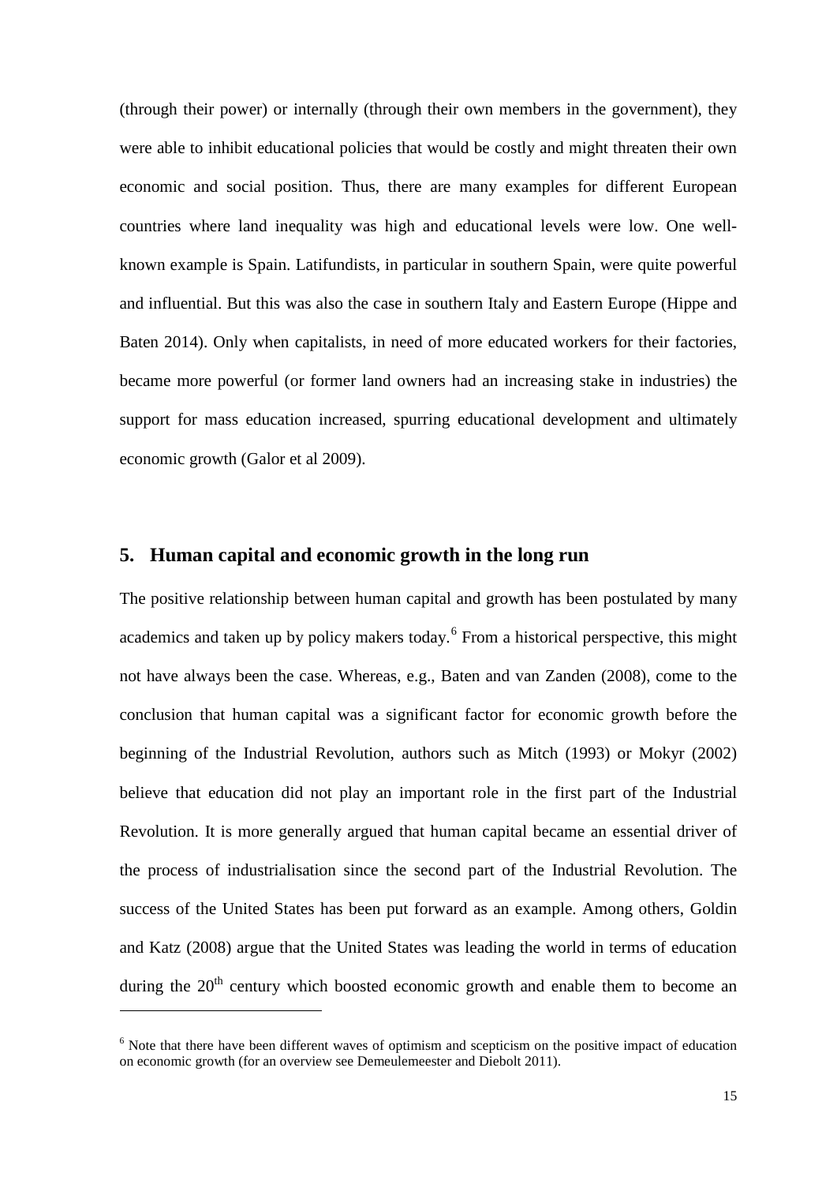(through their power) or internally (through their own members in the government), they were able to inhibit educational policies that would be costly and might threaten their own economic and social position. Thus, there are many examples for different European countries where land inequality was high and educational levels were low. One well-known example is Spain. Latifundists, in particular in southern Spain, were quite powerful and influential. But this was also the case in southern Italy and Eastern Europe (Hippe and Baten 2014). Only when capitalists, in need of more educated workers for their factories, became more powerful (or former land owners had an increasing stake in industries) the support for mass education increased, spurring educational development and ultimately economic growth (Galor et al 2009).

## 5. Human capital and economic growth in the long run

The positive relationship between human capital and growth has been postulated by many academics and taken up by policy makers today.[6] From a historical perspective, this might not have always been the case. Whereas, e.g., Baten and van Zanden (2008), come to the conclusion that human capital was a significant factor for economic growth before the beginning of the Industrial Revolution, authors such as Mitch (1993) or Mokyr (2002) believe that education did not play an important role in the first part of the Industrial Revolution. It is more generally argued that human capital became an essential driver of the process of industrialisation since the second part of the Industrial Revolution. The success of the United States has been put forward as an example. Among others, Goldin and Katz (2008) argue that the United States was leading the world in terms of education during the 20th century which boosted economic growth and enable them to become an

[6] Note that there have been different waves of optimism and scepticism on the positive impact of education on economic growth (for an overview see Demeulemeester and Diebolt 2011).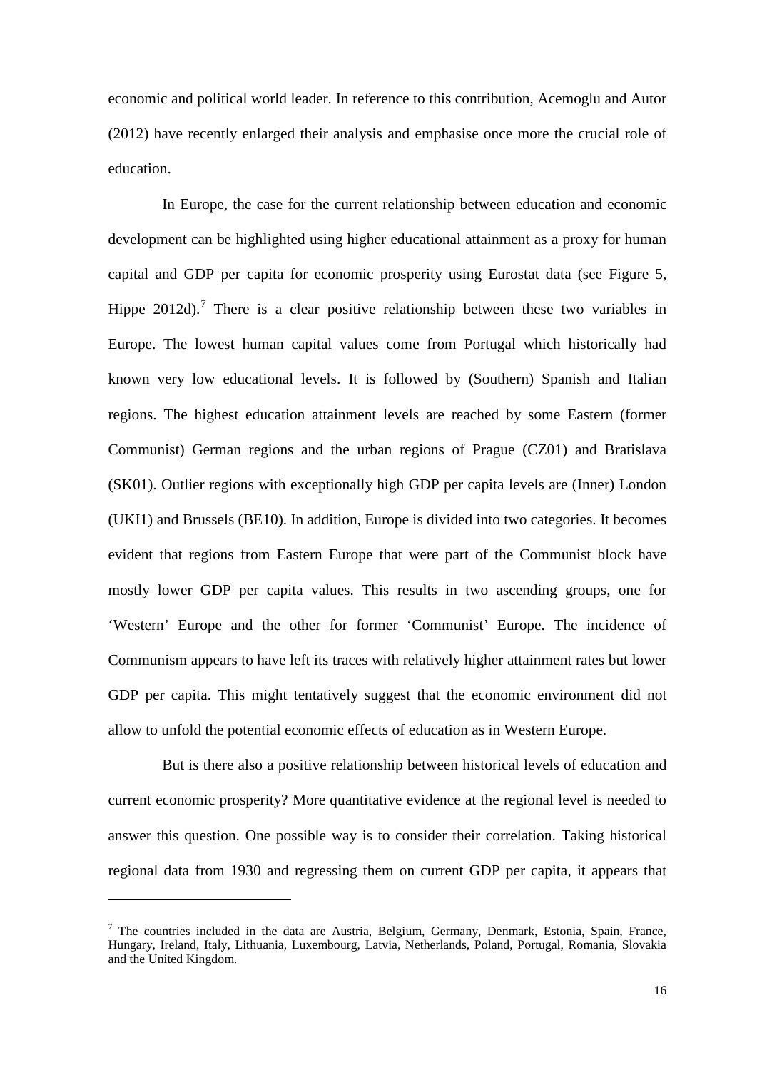economic and political world leader. In reference to this contribution, Acemoglu and Autor (2012) have recently enlarged their analysis and emphasise once more the crucial role of education.

In Europe, the case for the current relationship between education and economic development can be highlighted using higher educational attainment as a proxy for human capital and GDP per capita for economic prosperity using Eurostat data (see Figure 5, Hippe 2012d).[7] There is a clear positive relationship between these two variables in Europe. The lowest human capital values come from Portugal which historically had known very low educational levels. It is followed by (Southern) Spanish and Italian regions. The highest education attainment levels are reached by some Eastern (former Communist) German regions and the urban regions of Prague (CZ01) and Bratislava (SK01). Outlier regions with exceptionally high GDP per capita levels are (Inner) London (UKI1) and Brussels (BE10). In addition, Europe is divided into two categories. It becomes evident that regions from Eastern Europe that were part of the Communist block have mostly lower GDP per capita values. This results in two ascending groups, one for 'Western' Europe and the other for former 'Communist' Europe. The incidence of Communism appears to have left its traces with relatively higher attainment rates but lower GDP per capita. This might tentatively suggest that the economic environment did not allow to unfold the potential economic effects of education as in Western Europe.

But is there also a positive relationship between historical levels of education and current economic prosperity? More quantitative evidence at the regional level is needed to answer this question. One possible way is to consider their correlation. Taking historical regional data from 1930 and regressing them on current GDP per capita, it appears that

[7] The countries included in the data are Austria, Belgium, Germany, Denmark, Estonia, Spain, France, Hungary, Ireland, Italy, Lithuania, Luxembourg, Latvia, Netherlands, Poland, Portugal, Romania, Slovakia and the United Kingdom.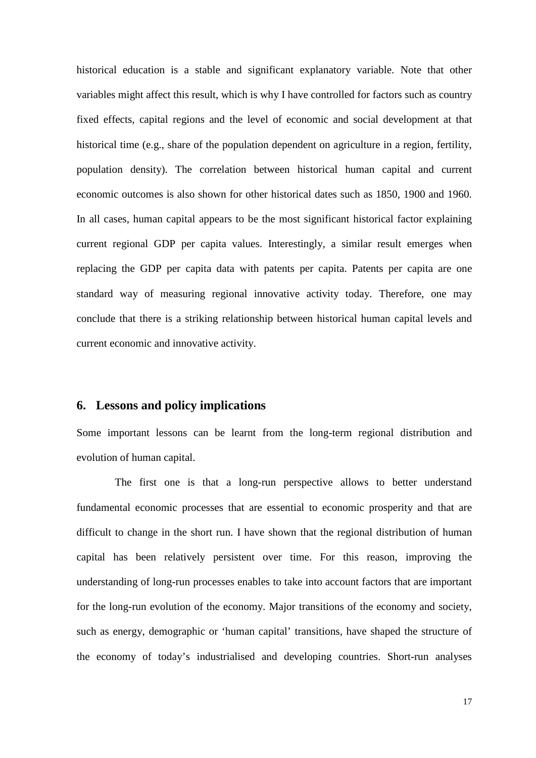historical education is a stable and significant explanatory variable. Note that other variables might affect this result, which is why I have controlled for factors such as country fixed effects, capital regions and the level of economic and social development at that historical time (e.g., share of the population dependent on agriculture in a region, fertility, population density). The correlation between historical human capital and current economic outcomes is also shown for other historical dates such as 1850, 1900 and 1960. In all cases, human capital appears to be the most significant historical factor explaining current regional GDP per capita values. Interestingly, a similar result emerges when replacing the GDP per capita data with patents per capita. Patents per capita are one standard way of measuring regional innovative activity today. Therefore, one may conclude that there is a striking relationship between historical human capital levels and current economic and innovative activity.

## 6. Lessons and policy implications

Some important lessons can be learnt from the long-term regional distribution and evolution of human capital.

The first one is that a long-run perspective allows to better understand fundamental economic processes that are essential to economic prosperity and that are difficult to change in the short run. I have shown that the regional distribution of human capital has been relatively persistent over time. For this reason, improving the understanding of long-run processes enables to take into account factors that are important for the long-run evolution of the economy. Major transitions of the economy and society, such as energy, demographic or 'human capital' transitions, have shaped the structure of the economy of today's industrialised and developing countries. Short-run analyses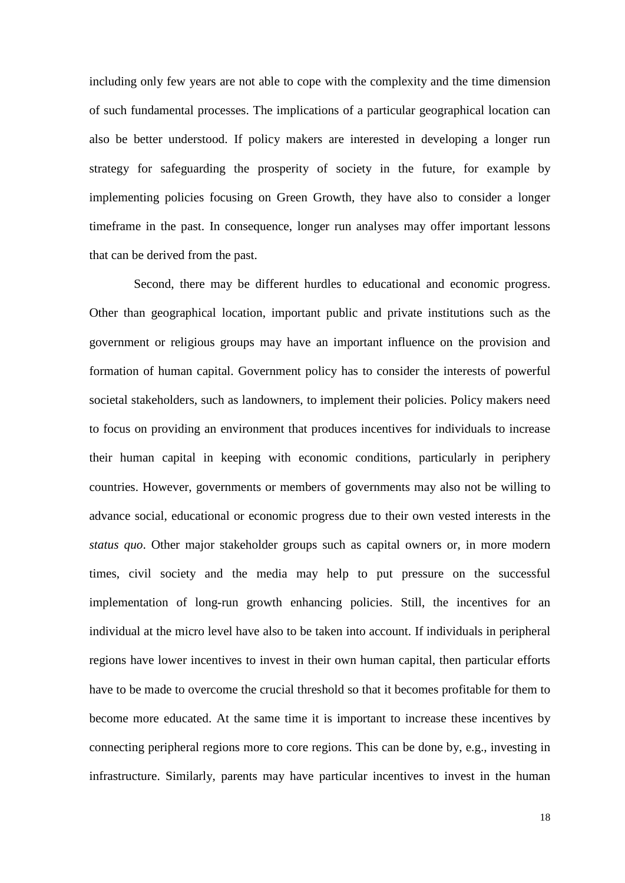including only few years are not able to cope with the complexity and the time dimension of such fundamental processes. The implications of a particular geographical location can also be better understood. If policy makers are interested in developing a longer run strategy for safeguarding the prosperity of society in the future, for example by implementing policies focusing on Green Growth, they have also to consider a longer timeframe in the past. In consequence, longer run analyses may offer important lessons that can be derived from the past.

Second, there may be different hurdles to educational and economic progress. Other than geographical location, important public and private institutions such as the government or religious groups may have an important influence on the provision and formation of human capital. Government policy has to consider the interests of powerful societal stakeholders, such as landowners, to implement their policies. Policy makers need to focus on providing an environment that produces incentives for individuals to increase their human capital in keeping with economic conditions, particularly in periphery countries. However, governments or members of governments may also not be willing to advance social, educational or economic progress due to their own vested interests in the *status quo*. Other major stakeholder groups such as capital owners or, in more modern times, civil society and the media may help to put pressure on the successful implementation of long-run growth enhancing policies. Still, the incentives for an individual at the micro level have also to be taken into account. If individuals in peripheral regions have lower incentives to invest in their own human capital, then particular efforts have to be made to overcome the crucial threshold so that it becomes profitable for them to become more educated. At the same time it is important to increase these incentives by connecting peripheral regions more to core regions. This can be done by, e.g., investing in infrastructure. Similarly, parents may have particular incentives to invest in the human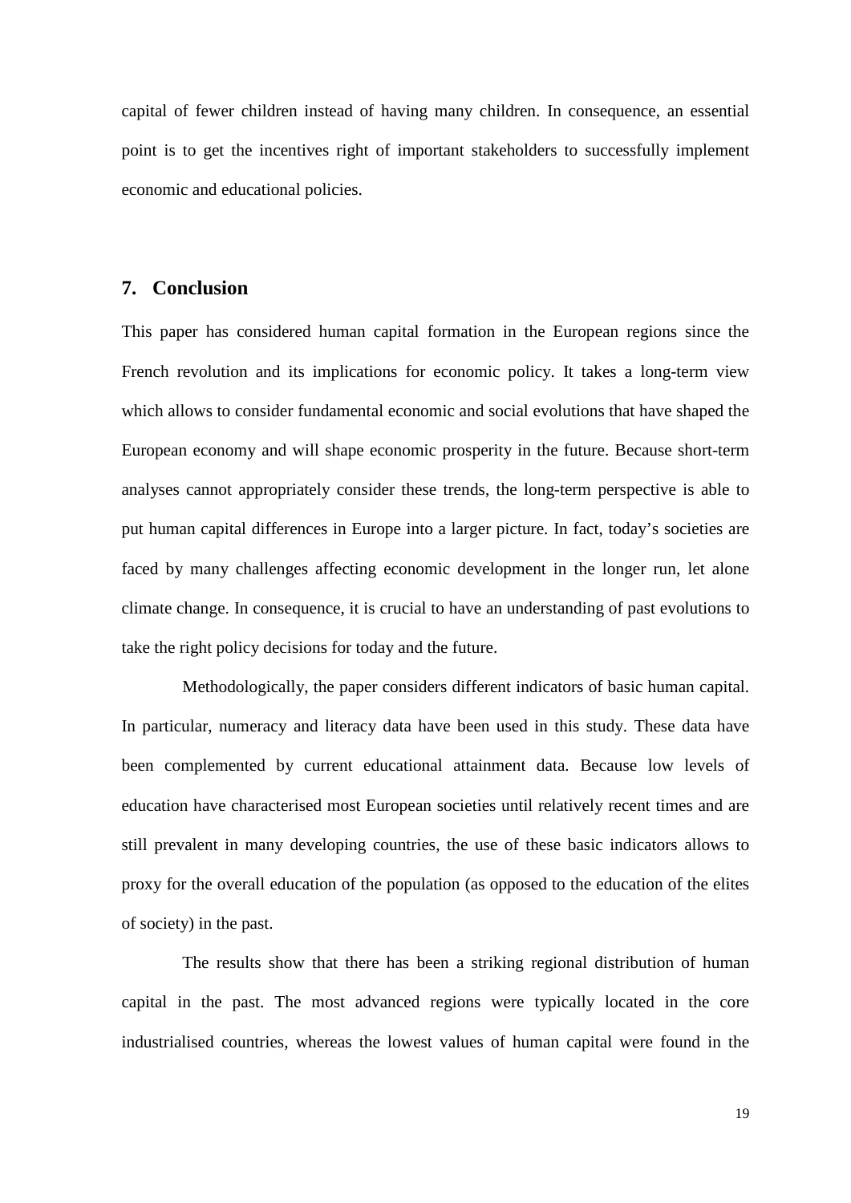capital of fewer children instead of having many children. In consequence, an essential point is to get the incentives right of important stakeholders to successfully implement economic and educational policies.

## 7. Conclusion

This paper has considered human capital formation in the European regions since the French revolution and its implications for economic policy. It takes a long-term view which allows to consider fundamental economic and social evolutions that have shaped the European economy and will shape economic prosperity in the future. Because short-term analyses cannot appropriately consider these trends, the long-term perspective is able to put human capital differences in Europe into a larger picture. In fact, today's societies are faced by many challenges affecting economic development in the longer run, let alone climate change. In consequence, it is crucial to have an understanding of past evolutions to take the right policy decisions for today and the future.

Methodologically, the paper considers different indicators of basic human capital. In particular, numeracy and literacy data have been used in this study. These data have been complemented by current educational attainment data. Because low levels of education have characterised most European societies until relatively recent times and are still prevalent in many developing countries, the use of these basic indicators allows to proxy for the overall education of the population (as opposed to the education of the elites of society) in the past.

The results show that there has been a striking regional distribution of human capital in the past. The most advanced regions were typically located in the core industrialised countries, whereas the lowest values of human capital were found in the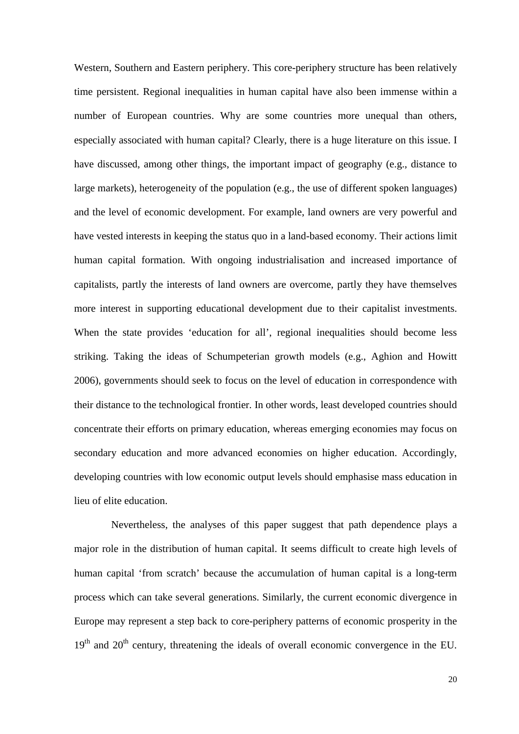Western, Southern and Eastern periphery. This core-periphery structure has been relatively time persistent. Regional inequalities in human capital have also been immense within a number of European countries. Why are some countries more unequal than others, especially associated with human capital? Clearly, there is a huge literature on this issue. I have discussed, among other things, the important impact of geography (e.g., distance to large markets), heterogeneity of the population (e.g., the use of different spoken languages) and the level of economic development. For example, land owners are very powerful and have vested interests in keeping the status quo in a land-based economy. Their actions limit human capital formation. With ongoing industrialisation and increased importance of capitalists, partly the interests of land owners are overcome, partly they have themselves more interest in supporting educational development due to their capitalist investments. When the state provides 'education for all', regional inequalities should become less striking. Taking the ideas of Schumpeterian growth models (e.g., Aghion and Howitt 2006), governments should seek to focus on the level of education in correspondence with their distance to the technological frontier. In other words, least developed countries should concentrate their efforts on primary education, whereas emerging economies may focus on secondary education and more advanced economies on higher education. Accordingly, developing countries with low economic output levels should emphasise mass education in lieu of elite education.

Nevertheless, the analyses of this paper suggest that path dependence plays a major role in the distribution of human capital. It seems difficult to create high levels of human capital 'from scratch' because the accumulation of human capital is a long-term process which can take several generations. Similarly, the current economic divergence in Europe may represent a step back to core-periphery patterns of economic prosperity in the 19th and 20th century, threatening the ideals of overall economic convergence in the EU.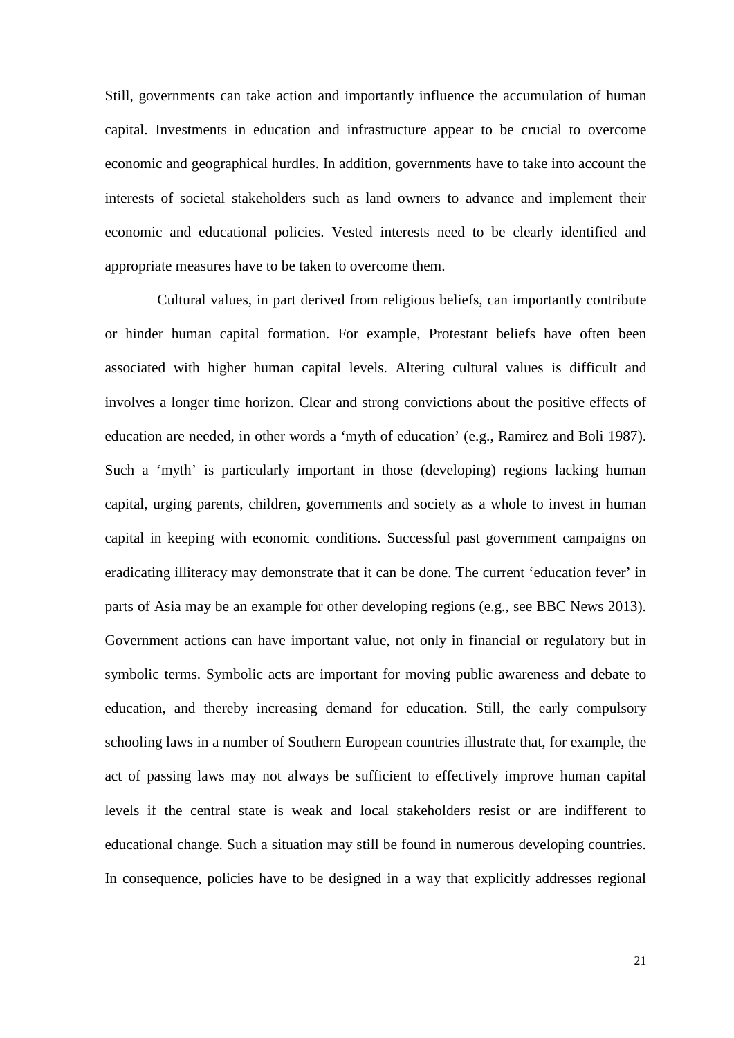Still, governments can take action and importantly influence the accumulation of human capital. Investments in education and infrastructure appear to be crucial to overcome economic and geographical hurdles. In addition, governments have to take into account the interests of societal stakeholders such as land owners to advance and implement their economic and educational policies. Vested interests need to be clearly identified and appropriate measures have to be taken to overcome them.

Cultural values, in part derived from religious beliefs, can importantly contribute or hinder human capital formation. For example, Protestant beliefs have often been associated with higher human capital levels. Altering cultural values is difficult and involves a longer time horizon. Clear and strong convictions about the positive effects of education are needed, in other words a 'myth of education' (e.g., Ramirez and Boli 1987). Such a 'myth' is particularly important in those (developing) regions lacking human capital, urging parents, children, governments and society as a whole to invest in human capital in keeping with economic conditions. Successful past government campaigns on eradicating illiteracy may demonstrate that it can be done. The current 'education fever' in parts of Asia may be an example for other developing regions (e.g., see BBC News 2013). Government actions can have important value, not only in financial or regulatory but in symbolic terms. Symbolic acts are important for moving public awareness and debate to education, and thereby increasing demand for education. Still, the early compulsory schooling laws in a number of Southern European countries illustrate that, for example, the act of passing laws may not always be sufficient to effectively improve human capital levels if the central state is weak and local stakeholders resist or are indifferent to educational change. Such a situation may still be found in numerous developing countries. In consequence, policies have to be designed in a way that explicitly addresses regional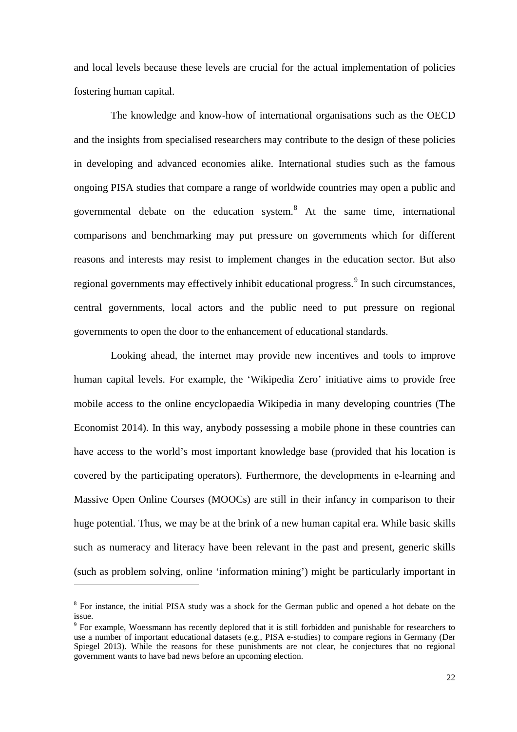and local levels because these levels are crucial for the actual implementation of policies fostering human capital.

The knowledge and know-how of international organisations such as the OECD and the insights from specialised researchers may contribute to the design of these policies in developing and advanced economies alike. International studies such as the famous ongoing PISA studies that compare a range of worldwide countries may open a public and governmental debate on the education system.[8] At the same time, international comparisons and benchmarking may put pressure on governments which for different reasons and interests may resist to implement changes in the education sector. But also regional governments may effectively inhibit educational progress.[9] In such circumstances, central governments, local actors and the public need to put pressure on regional governments to open the door to the enhancement of educational standards.

Looking ahead, the internet may provide new incentives and tools to improve human capital levels. For example, the 'Wikipedia Zero' initiative aims to provide free mobile access to the online encyclopaedia Wikipedia in many developing countries (The Economist 2014). In this way, anybody possessing a mobile phone in these countries can have access to the world's most important knowledge base (provided that his location is covered by the participating operators). Furthermore, the developments in e-learning and Massive Open Online Courses (MOOCs) are still in their infancy in comparison to their huge potential. Thus, we may be at the brink of a new human capital era. While basic skills such as numeracy and literacy have been relevant in the past and present, generic skills (such as problem solving, online 'information mining') might be particularly important in

---

[8] For instance, the initial PISA study was a shock for the German public and opened a hot debate on the issue.

[9] For example, Woessmann has recently deplored that it is still forbidden and punishable for researchers to use a number of important educational datasets (e.g., PISA e-studies) to compare regions in Germany (Der Spiegel 2013). While the reasons for these punishments are not clear, he conjectures that no regional government wants to have bad news before an upcoming election.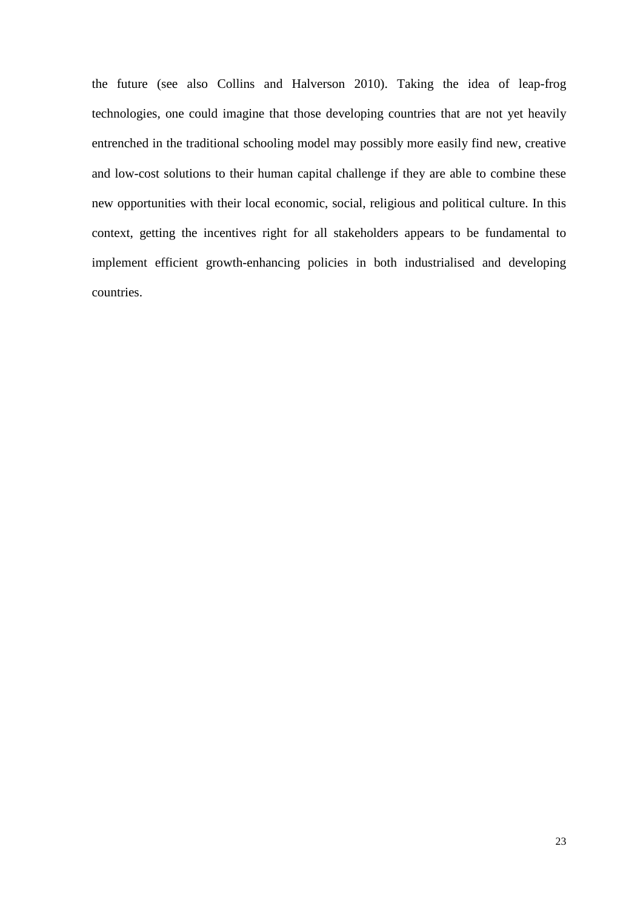the future (see also Collins and Halverson 2010). Taking the idea of leap-frog technologies, one could imagine that those developing countries that are not yet heavily entrenched in the traditional schooling model may possibly more easily find new, creative and low-cost solutions to their human capital challenge if they are able to combine these new opportunities with their local economic, social, religious and political culture. In this context, getting the incentives right for all stakeholders appears to be fundamental to implement efficient growth-enhancing policies in both industrialised and developing countries.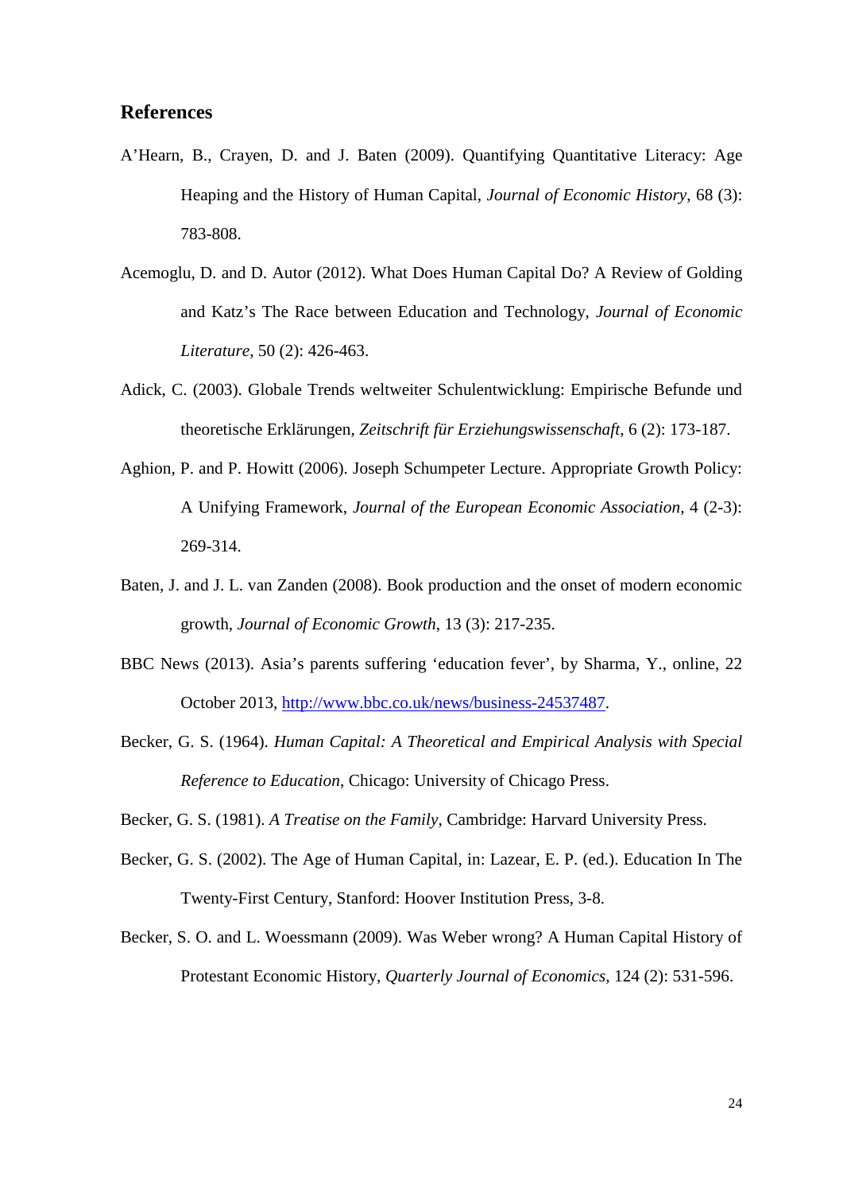## References

A'Hearn, B., Crayen, D. and J. Baten (2009). Quantifying Quantitative Literacy: Age Heaping and the History of Human Capital, *Journal of Economic History*, 68 (3): 783-808.

Acemoglu, D. and D. Autor (2012). What Does Human Capital Do? A Review of Golding and Katz's The Race between Education and Technology, *Journal of Economic Literature*, 50 (2): 426-463.

Adick, C. (2003). Globale Trends weltweiter Schulentwicklung: Empirische Befunde und theoretische Erklärungen, *Zeitschrift für Erziehungswissenschaft*, 6 (2): 173-187.

Aghion, P. and P. Howitt (2006). Joseph Schumpeter Lecture. Appropriate Growth Policy: A Unifying Framework, *Journal of the European Economic Association*, 4 (2-3): 269-314.

Baten, J. and J. L. van Zanden (2008). Book production and the onset of modern economic growth, *Journal of Economic Growth*, 13 (3): 217-235.

BBC News (2013). Asia's parents suffering 'education fever', by Sharma, Y., online, 22 October 2013, http://www.bbc.co.uk/news/business-24537487.

Becker, G. S. (1964). *Human Capital: A Theoretical and Empirical Analysis with Special Reference to Education*, Chicago: University of Chicago Press.

Becker, G. S. (1981). *A Treatise on the Family*, Cambridge: Harvard University Press.

Becker, G. S. (2002). The Age of Human Capital, in: Lazear, E. P. (ed.). Education In The Twenty-First Century, Stanford: Hoover Institution Press, 3-8.

Becker, S. O. and L. Woessmann (2009). Was Weber wrong? A Human Capital History of Protestant Economic History, *Quarterly Journal of Economics*, 124 (2): 531-596.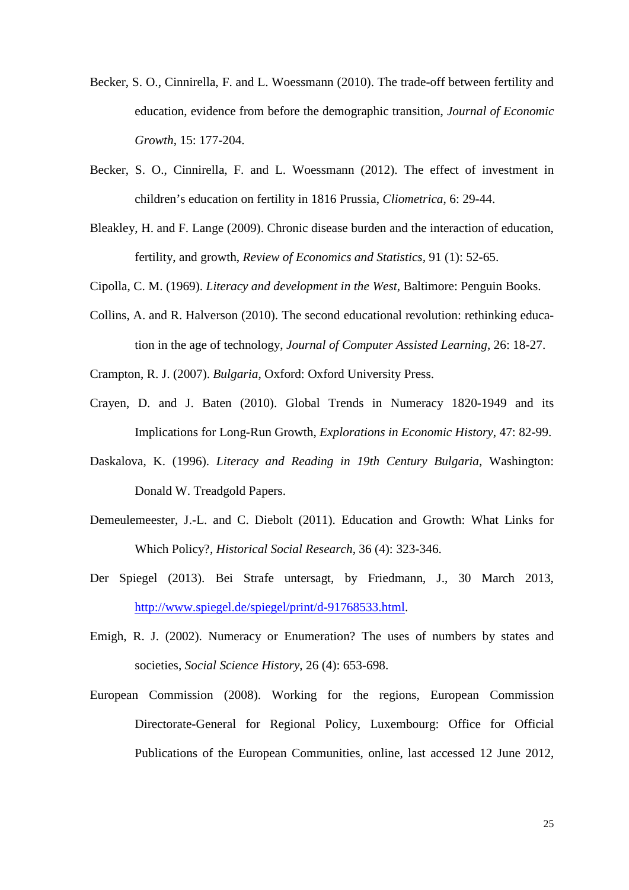Becker, S. O., Cinnirella, F. and L. Woessmann (2010). The trade-off between fertility and education, evidence from before the demographic transition, *Journal of Economic Growth*, 15: 177-204.

Becker, S. O., Cinnirella, F. and L. Woessmann (2012). The effect of investment in children's education on fertility in 1816 Prussia, *Cliometrica*, 6: 29-44.

Bleakley, H. and F. Lange (2009). Chronic disease burden and the interaction of education, fertility, and growth, *Review of Economics and Statistics*, 91 (1): 52-65.

Cipolla, C. M. (1969). *Literacy and development in the West*, Baltimore: Penguin Books.

Collins, A. and R. Halverson (2010). The second educational revolution: rethinking education in the age of technology, *Journal of Computer Assisted Learning*, 26: 18-27.

Crampton, R. J. (2007). *Bulgaria*, Oxford: Oxford University Press.

Crayen, D. and J. Baten (2010). Global Trends in Numeracy 1820-1949 and its Implications for Long-Run Growth, *Explorations in Economic History*, 47: 82-99.

Daskalova, K. (1996). *Literacy and Reading in 19th Century Bulgaria*, Washington: Donald W. Treadgold Papers.

Demeulemeester, J.-L. and C. Diebolt (2011). Education and Growth: What Links for Which Policy?, *Historical Social Research*, 36 (4): 323-346.

Der Spiegel (2013). Bei Strafe untersagt, by Friedmann, J., 30 March 2013, http://www.spiegel.de/spiegel/print/d-91768533.html.

Emigh, R. J. (2002). Numeracy or Enumeration? The uses of numbers by states and societies, *Social Science History*, 26 (4): 653-698.

European Commission (2008). Working for the regions, European Commission Directorate-General for Regional Policy, Luxembourg: Office for Official Publications of the European Communities, online, last accessed 12 June 2012,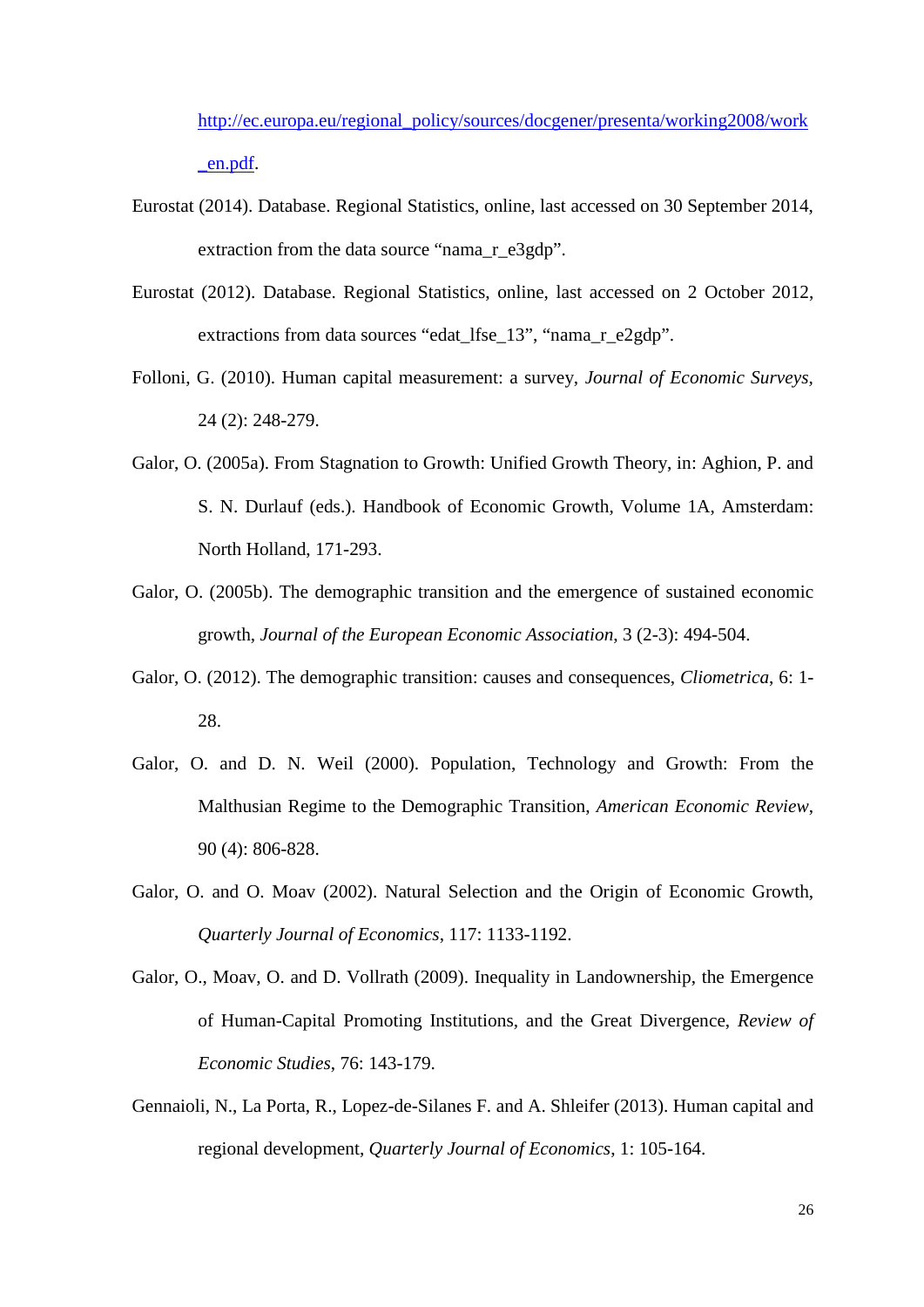http://ec.europa.eu/regional_policy/sources/docgener/presenta/working2008/work_en.pdf.

Eurostat (2014). Database. Regional Statistics, online, last accessed on 30 September 2014, extraction from the data source "nama_r_e3gdp".

Eurostat (2012). Database. Regional Statistics, online, last accessed on 2 October 2012, extractions from data sources "edat_lfse_13", "nama_r_e2gdp".

Folloni, G. (2010). Human capital measurement: a survey, *Journal of Economic Surveys*, 24 (2): 248-279.

Galor, O. (2005a). From Stagnation to Growth: Unified Growth Theory, in: Aghion, P. and S. N. Durlauf (eds.). Handbook of Economic Growth, Volume 1A, Amsterdam: North Holland, 171-293.

Galor, O. (2005b). The demographic transition and the emergence of sustained economic growth, *Journal of the European Economic Association*, 3 (2-3): 494-504.

Galor, O. (2012). The demographic transition: causes and consequences, *Cliometrica*, 6: 1-28.

Galor, O. and D. N. Weil (2000). Population, Technology and Growth: From the Malthusian Regime to the Demographic Transition, *American Economic Review*, 90 (4): 806-828.

Galor, O. and O. Moav (2002). Natural Selection and the Origin of Economic Growth, *Quarterly Journal of Economics*, 117: 1133-1192.

Galor, O., Moav, O. and D. Vollrath (2009). Inequality in Landownership, the Emergence of Human-Capital Promoting Institutions, and the Great Divergence, *Review of Economic Studies*, 76: 143-179.

Gennaioli, N., La Porta, R., Lopez-de-Silanes F. and A. Shleifer (2013). Human capital and regional development, *Quarterly Journal of Economics*, 1: 105-164.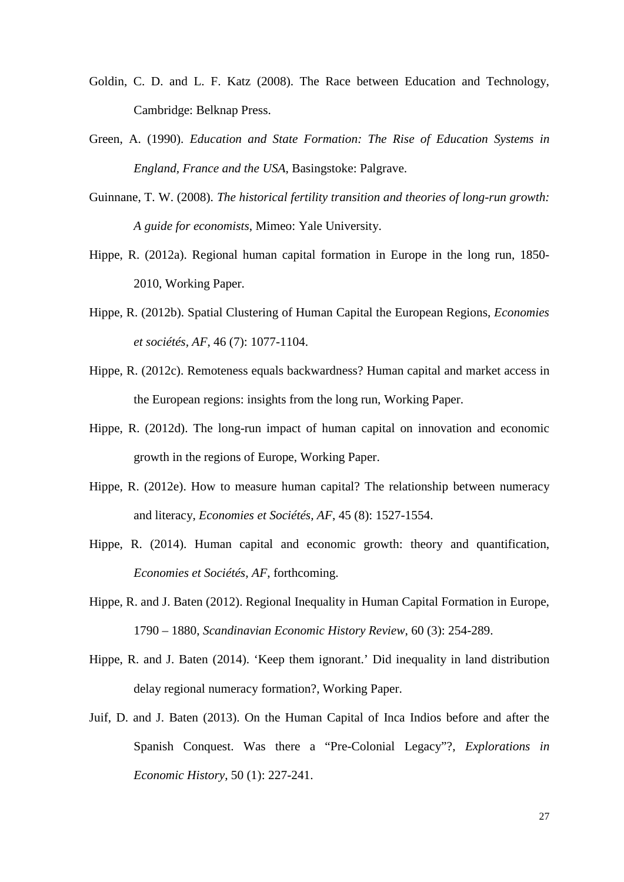Goldin, C. D. and L. F. Katz (2008). The Race between Education and Technology, Cambridge: Belknap Press.

Green, A. (1990). *Education and State Formation: The Rise of Education Systems in England, France and the USA*, Basingstoke: Palgrave.

Guinnane, T. W. (2008). *The historical fertility transition and theories of long-run growth: A guide for economists*, Mimeo: Yale University.

Hippe, R. (2012a). Regional human capital formation in Europe in the long run, 1850-2010, Working Paper.

Hippe, R. (2012b). Spatial Clustering of Human Capital the European Regions, *Economies et sociétés, AF*, 46 (7): 1077-1104.

Hippe, R. (2012c). Remoteness equals backwardness? Human capital and market access in the European regions: insights from the long run, Working Paper.

Hippe, R. (2012d). The long-run impact of human capital on innovation and economic growth in the regions of Europe, Working Paper.

Hippe, R. (2012e). How to measure human capital? The relationship between numeracy and literacy, *Economies et Sociétés, AF*, 45 (8): 1527-1554.

Hippe, R. (2014). Human capital and economic growth: theory and quantification, *Economies et Sociétés, AF*, forthcoming.

Hippe, R. and J. Baten (2012). Regional Inequality in Human Capital Formation in Europe, 1790 – 1880, *Scandinavian Economic History Review*, 60 (3): 254-289.

Hippe, R. and J. Baten (2014). 'Keep them ignorant.' Did inequality in land distribution delay regional numeracy formation?, Working Paper.

Juif, D. and J. Baten (2013). On the Human Capital of Inca Indios before and after the Spanish Conquest. Was there a "Pre-Colonial Legacy"?, *Explorations in Economic History*, 50 (1): 227-241.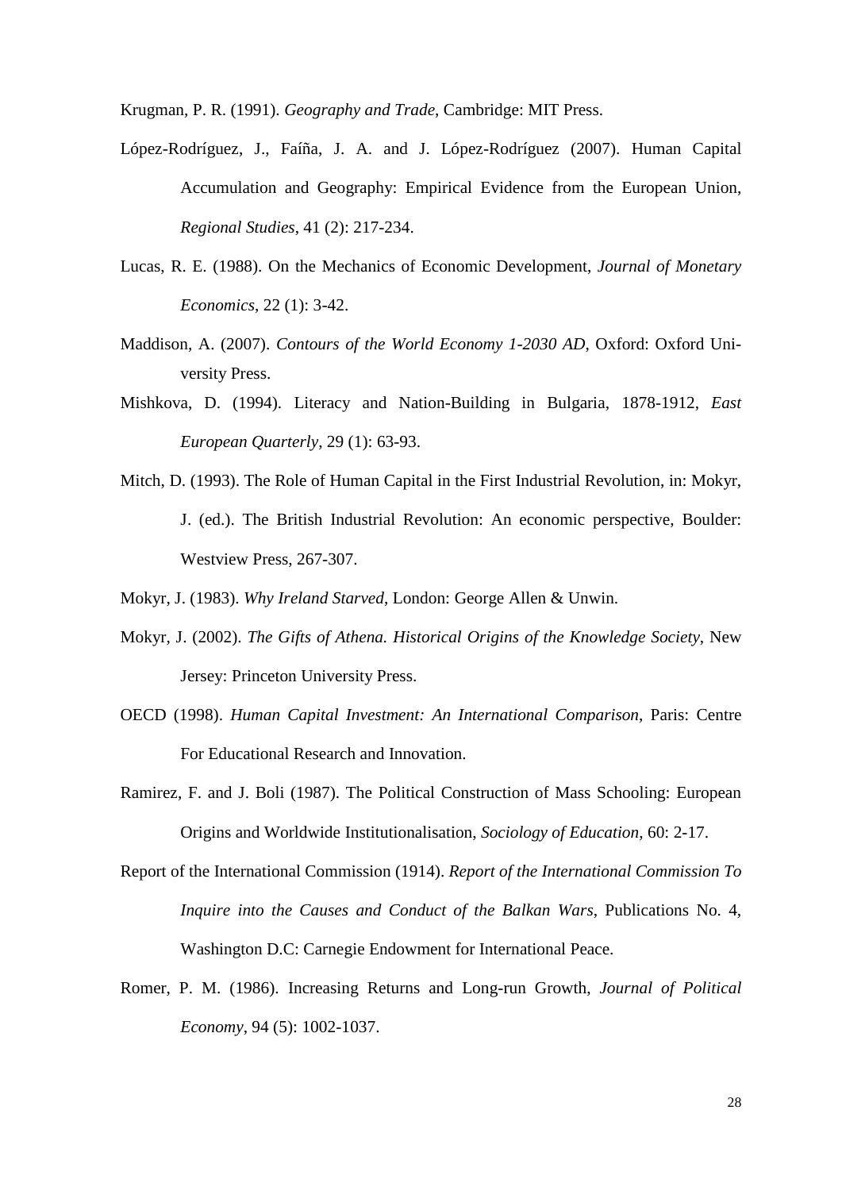Krugman, P. R. (1991). *Geography and Trade*, Cambridge: MIT Press.

López-Rodríguez, J., Faíña, J. A. and J. López-Rodríguez (2007). Human Capital Accumulation and Geography: Empirical Evidence from the European Union, *Regional Studies*, 41 (2): 217-234.

Lucas, R. E. (1988). On the Mechanics of Economic Development, *Journal of Monetary Economics*, 22 (1): 3-42.

Maddison, A. (2007). *Contours of the World Economy 1-2030 AD*, Oxford: Oxford University Press.

Mishkova, D. (1994). Literacy and Nation-Building in Bulgaria, 1878-1912, *East European Quarterly*, 29 (1): 63-93.

Mitch, D. (1993). The Role of Human Capital in the First Industrial Revolution, in: Mokyr, J. (ed.). The British Industrial Revolution: An economic perspective, Boulder: Westview Press, 267-307.

Mokyr, J. (1983). *Why Ireland Starved*, London: George Allen & Unwin.

Mokyr, J. (2002). *The Gifts of Athena. Historical Origins of the Knowledge Society*, New Jersey: Princeton University Press.

OECD (1998). *Human Capital Investment: An International Comparison*, Paris: Centre For Educational Research and Innovation.

Ramirez, F. and J. Boli (1987). The Political Construction of Mass Schooling: European Origins and Worldwide Institutionalisation, *Sociology of Education*, 60: 2-17.

Report of the International Commission (1914). *Report of the International Commission To Inquire into the Causes and Conduct of the Balkan Wars*, Publications No. 4, Washington D.C: Carnegie Endowment for International Peace.

Romer, P. M. (1986). Increasing Returns and Long-run Growth, *Journal of Political Economy*, 94 (5): 1002-1037.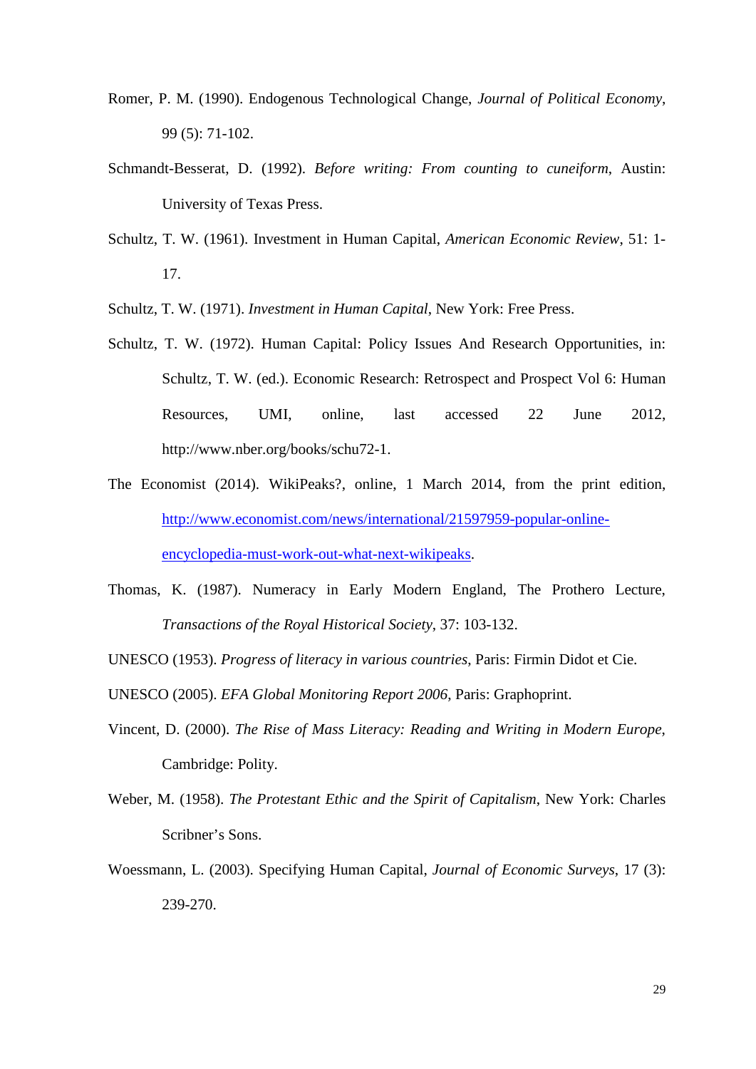Romer, P. M. (1990). Endogenous Technological Change, *Journal of Political Economy*, 99 (5): 71-102.

Schmandt-Besserat, D. (1992). *Before writing: From counting to cuneiform*, Austin: University of Texas Press.

Schultz, T. W. (1961). Investment in Human Capital, *American Economic Review*, 51: 1-17.

Schultz, T. W. (1971). *Investment in Human Capital*, New York: Free Press.

Schultz, T. W. (1972). Human Capital: Policy Issues And Research Opportunities, in: Schultz, T. W. (ed.). Economic Research: Retrospect and Prospect Vol 6: Human Resources, UMI, online, last accessed 22 June 2012, http://www.nber.org/books/schu72-1.

The Economist (2014). WikiPeaks?, online, 1 March 2014, from the print edition, http://www.economist.com/news/international/21597959-popular-online-encyclopedia-must-work-out-what-next-wikipeaks.

Thomas, K. (1987). Numeracy in Early Modern England, The Prothero Lecture, *Transactions of the Royal Historical Society*, 37: 103-132.

UNESCO (1953). *Progress of literacy in various countries*, Paris: Firmin Didot et Cie.

UNESCO (2005). *EFA Global Monitoring Report 2006*, Paris: Graphoprint.

Vincent, D. (2000). *The Rise of Mass Literacy: Reading and Writing in Modern Europe*, Cambridge: Polity.

Weber, M. (1958). *The Protestant Ethic and the Spirit of Capitalism*, New York: Charles Scribner's Sons.

Woessmann, L. (2003). Specifying Human Capital, *Journal of Economic Surveys*, 17 (3): 239-270.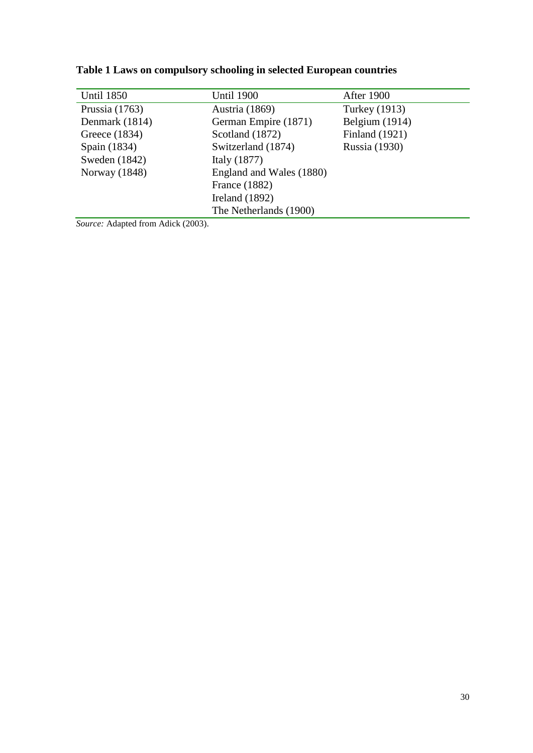**Table 1 Laws on compulsory schooling in selected European countries**

| Until 1850 | Until 1900 | After 1900 |
|---|---|---|
| Prussia (1763) | Austria (1869) | Turkey (1913) |
| Denmark (1814) | German Empire (1871) | Belgium (1914) |
| Greece (1834) | Scotland (1872) | Finland (1921) |
| Spain (1834) | Switzerland (1874) | Russia (1930) |
| Sweden (1842) | Italy (1877) | |
| Norway (1848) | England and Wales (1880) | |
| | France (1882) | |
| | Ireland (1892) | |
| | The Netherlands (1900) | |

*Source:* Adapted from Adick (2003).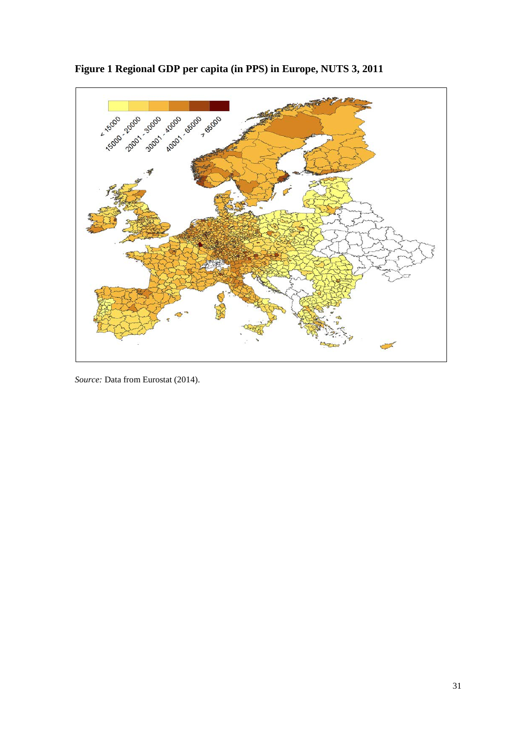**Figure 1 Regional GDP per capita (in PPS) in Europe, NUTS 3, 2011**

*Source:* Data from Eurostat (2014).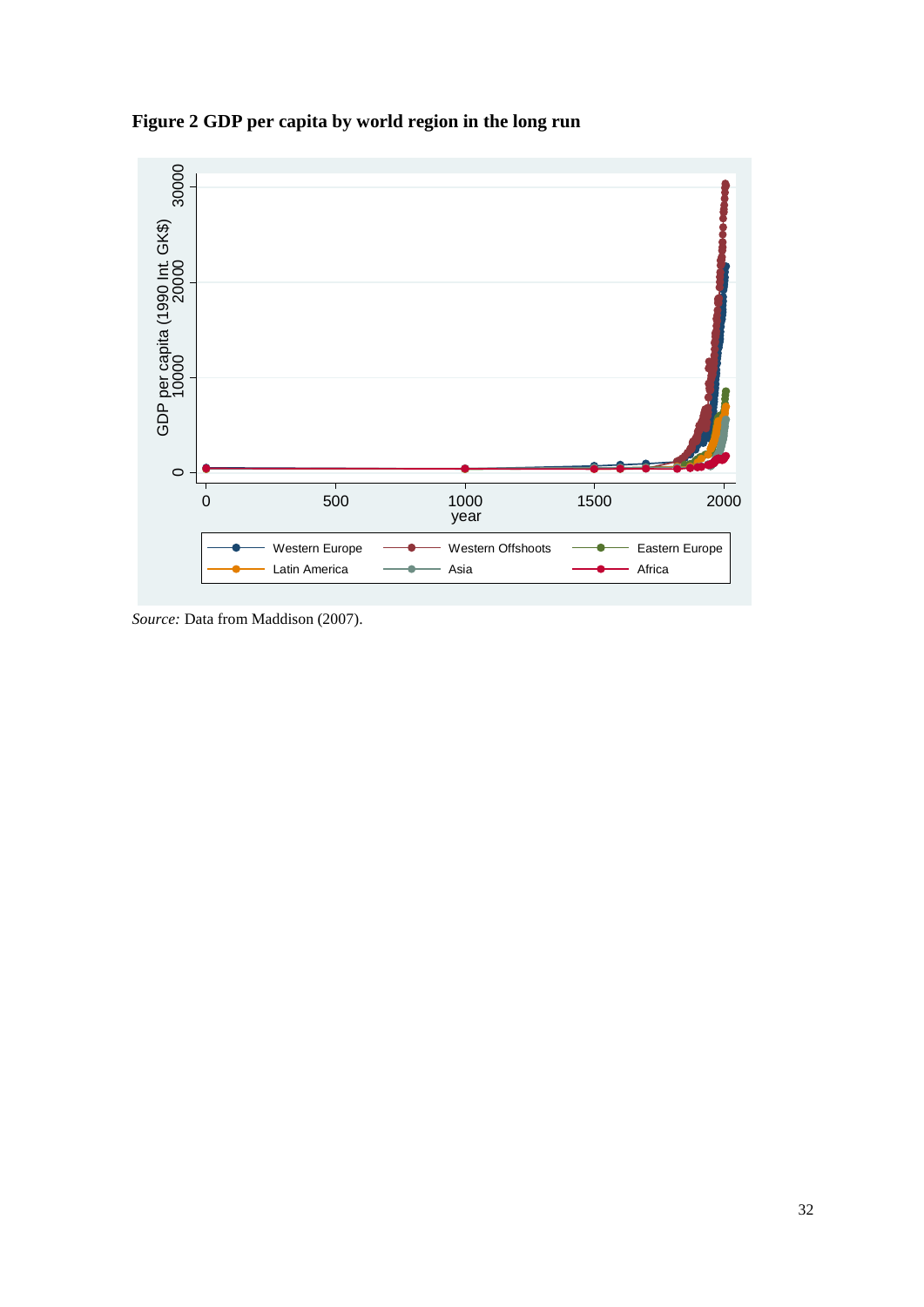**Figure 2 GDP per capita by world region in the long run**

*Source:* Data from Maddison (2007).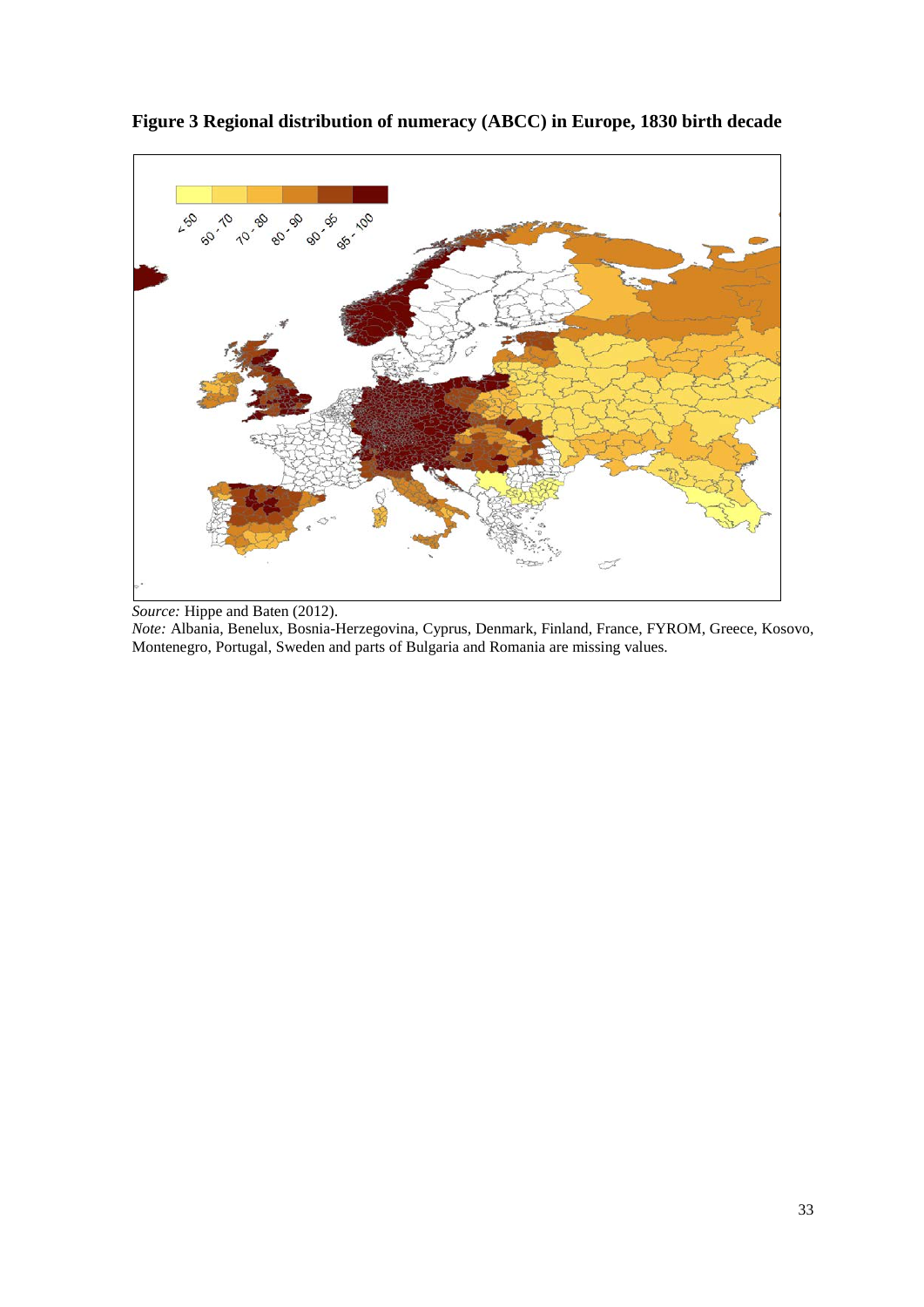**Figure 3 Regional distribution of numeracy (ABCC) in Europe, 1830 birth decade**

*Source:* Hippe and Baten (2012).

*Note:* Albania, Benelux, Bosnia-Herzegovina, Cyprus, Denmark, Finland, France, FYROM, Greece, Kosovo, Montenegro, Portugal, Sweden and parts of Bulgaria and Romania are missing values.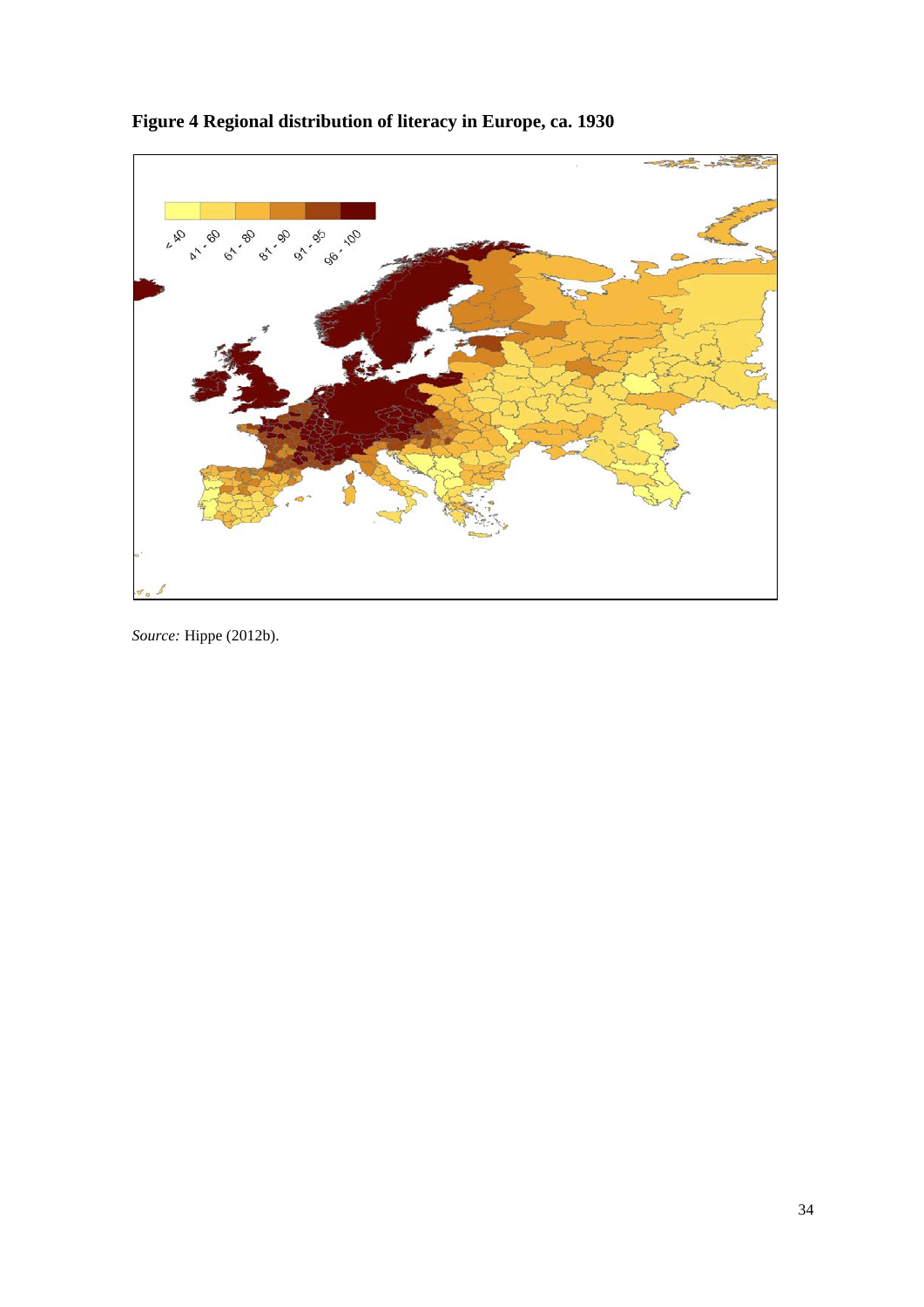**Figure 4 Regional distribution of literacy in Europe, ca. 1930**

*Source:* Hippe (2012b).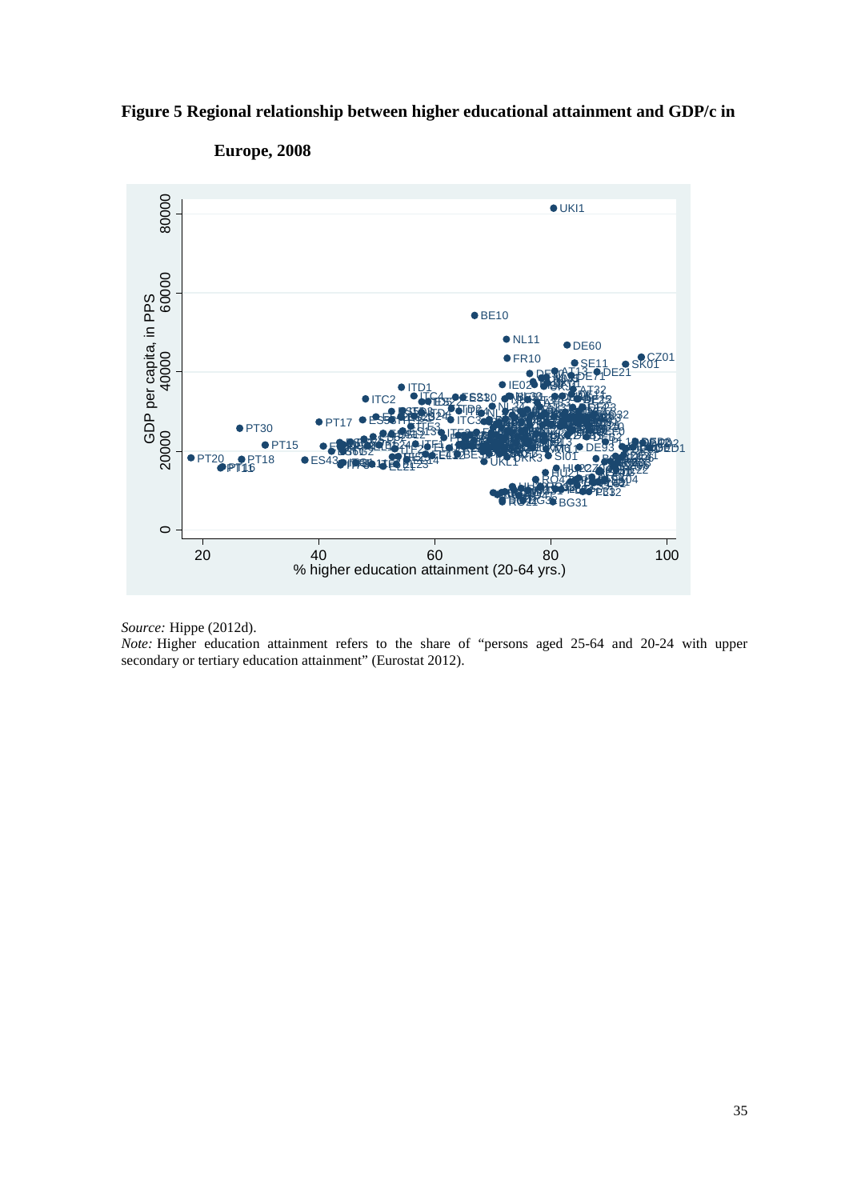**Figure 5 Regional relationship between higher educational attainment and GDP/c in Europe, 2008**

*Source:* Hippe (2012d).

*Note:* Higher education attainment refers to the share of "persons aged 25-64 and 20-24 with upper secondary or tertiary education attainment" (Eurostat 2012).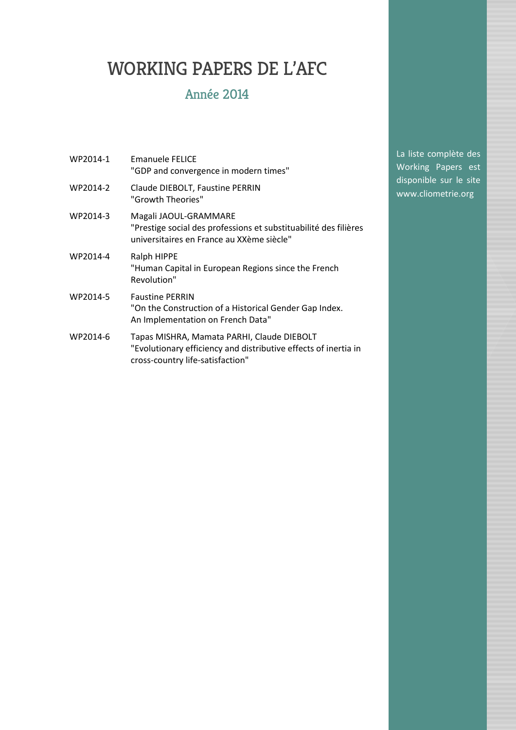# WORKING PAPERS DE L'AFC

## Année 2014

WP2014-1 Emanuele FELICE
"GDP and convergence in modern times"

WP2014-2 Claude DIEBOLT, Faustine PERRIN
"Growth Theories"

WP2014-3 Magali JAOUL-GRAMMARE
"Prestige social des professions et substituabilité des filières universitaires en France au XXème siècle"

WP2014-4 Ralph HIPPE
"Human Capital in European Regions since the French Revolution"

WP2014-5 Faustine PERRIN
"On the Construction of a Historical Gender Gap Index. An Implementation on French Data"

WP2014-6 Tapas MISHRA, Mamata PARHI, Claude DIEBOLT
"Evolutionary efficiency and distributive effects of inertia in cross-country life-satisfaction"

La liste complète des Working Papers est disponible sur le site www.cliometrie.org